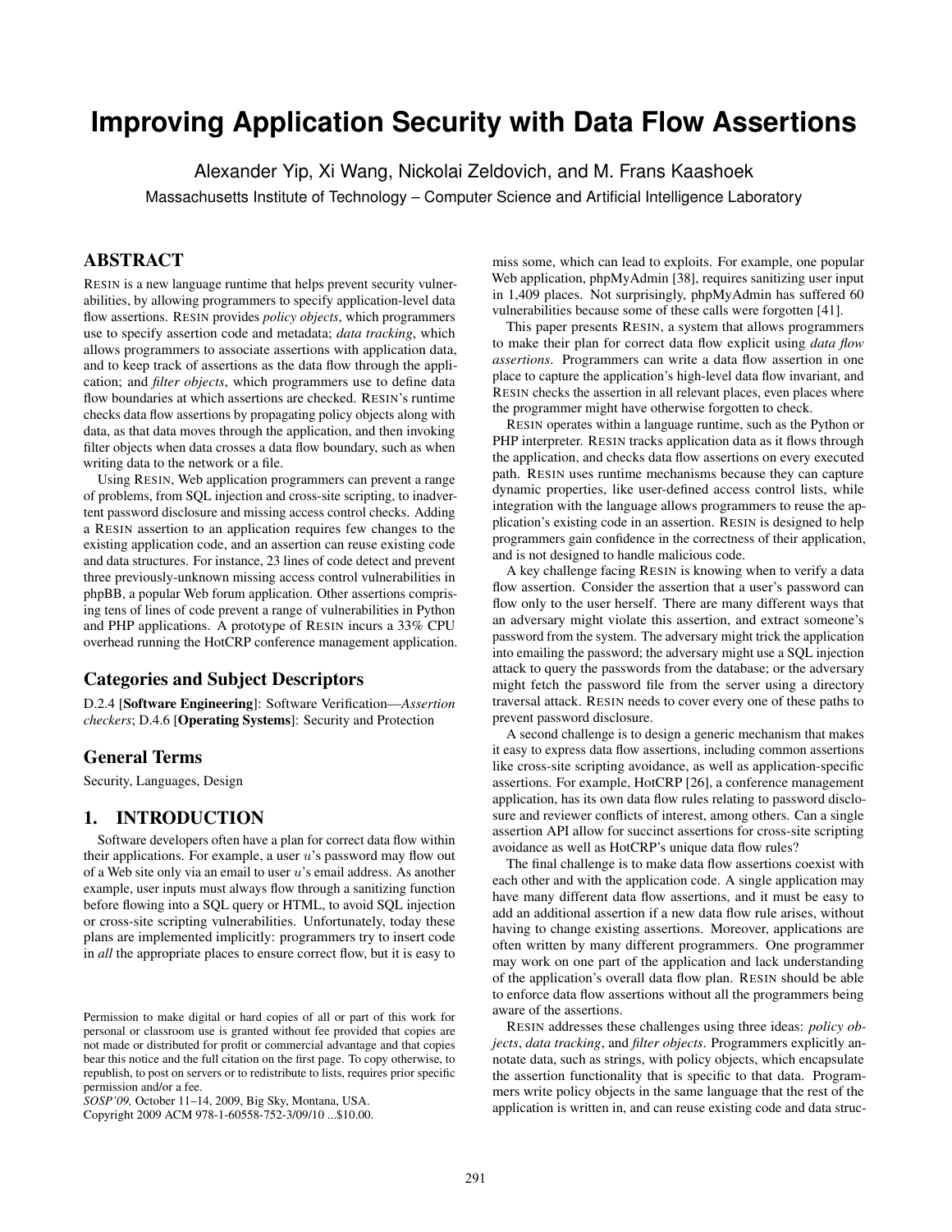# Improving Application Security with Data Flow Assertions

Alexander Yip, Xi Wang, Nickolai Zeldovich, and M. Frans Kaashoek

Massachusetts Institute of Technology – Computer Science and Artificial Intelligence Laboratory

## ABSTRACT

RESIN is a new language runtime that helps prevent security vulnerabilities, by allowing programmers to specify application-level data flow assertions. RESIN provides *policy objects*, which programmers use to specify assertion code and metadata; *data tracking*, which allows programmers to associate assertions with application data, and to keep track of assertions as the data flow through the application; and *filter objects*, which programmers use to define data flow boundaries at which assertions are checked. RESIN's runtime checks data flow assertions by propagating policy objects along with data, as that data moves through the application, and then invoking filter objects when data crosses a data flow boundary, such as when writing data to the network or a file.

Using RESIN, Web application programmers can prevent a range of problems, from SQL injection and cross-site scripting, to inadvertent password disclosure and missing access control checks. Adding a RESIN assertion to an application requires few changes to the existing application code, and an assertion can reuse existing code and data structures. For instance, 23 lines of code detect and prevent three previously-unknown missing access control vulnerabilities in phpBB, a popular Web forum application. Other assertions comprising tens of lines of code prevent a range of vulnerabilities in Python and PHP applications. A prototype of RESIN incurs a 33% CPU overhead running the HotCRP conference management application.

### Categories and Subject Descriptors

D.2.4 [**Software Engineering**]: Software Verification—*Assertion checkers*; D.4.6 [**Operating Systems**]: Security and Protection

### General Terms

Security, Languages, Design

## 1. INTRODUCTION

Software developers often have a plan for correct data flow within their applications. For example, a user $u$'s password may flow out of a Web site only via an email to user $u$'s email address. As another example, user inputs must always flow through a sanitizing function before flowing into a SQL query or HTML, to avoid SQL injection or cross-site scripting vulnerabilities. Unfortunately, today these plans are implemented implicitly: programmers try to insert code in *all* the appropriate places to ensure correct flow, but it is easy to miss some, which can lead to exploits. For example, one popular Web application, phpMyAdmin [38], requires sanitizing user input in 1,409 places. Not surprisingly, phpMyAdmin has suffered 60 vulnerabilities because some of these calls were forgotten [41].

This paper presents RESIN, a system that allows programmers to make their plan for correct data flow explicit using *data flow assertions*. Programmers can write a data flow assertion in one place to capture the application's high-level data flow invariant, and RESIN checks the assertion in all relevant places, even places where the programmer might have otherwise forgotten to check.

RESIN operates within a language runtime, such as the Python or PHP interpreter. RESIN tracks application data as it flows through the application, and checks data flow assertions on every executed path. RESIN uses runtime mechanisms because they can capture dynamic properties, like user-defined access control lists, while integration with the language allows programmers to reuse the application's existing code in an assertion. RESIN is designed to help programmers gain confidence in the correctness of their application, and is not designed to handle malicious code.

A key challenge facing RESIN is knowing when to verify a data flow assertion. Consider the assertion that a user's password can flow only to the user herself. There are many different ways that an adversary might violate this assertion, and extract someone's password from the system. The adversary might trick the application into emailing the password; the adversary might use a SQL injection attack to query the passwords from the database; or the adversary might fetch the password file from the server using a directory traversal attack. RESIN needs to cover every one of these paths to prevent password disclosure.

A second challenge is to design a generic mechanism that makes it easy to express data flow assertions, including common assertions like cross-site scripting avoidance, as well as application-specific assertions. For example, HotCRP [26], a conference management application, has its own data flow rules relating to password disclosure and reviewer conflicts of interest, among others. Can a single assertion API allow for succinct assertions for cross-site scripting avoidance as well as HotCRP's unique data flow rules?

The final challenge is to make data flow assertions coexist with each other and with the application code. A single application may have many different data flow assertions, and it must be easy to add an additional assertion if a new data flow rule arises, without having to change existing assertions. Moreover, applications are often written by many different programmers. One programmer may work on one part of the application and lack understanding of the application's overall data flow plan. RESIN should be able to enforce data flow assertions without all the programmers being aware of the assertions.

RESIN addresses these challenges using three ideas: *policy objects*, *data tracking*, and *filter objects*. Programmers explicitly annotate data, such as strings, with policy objects, which encapsulate the assertion functionality that is specific to that data. Programmers write policy objects in the same language that the rest of the application is written in, and can reuse existing code and data struc-

Permission to make digital or hard copies of all or part of this work for personal or classroom use is granted without fee provided that copies are not made or distributed for profit or commercial advantage and that copies bear this notice and the full citation on the first page. To copy otherwise, to republish, to post on servers or to redistribute to lists, requires prior specific permission and/or a fee.
*SOSP'09,* October 11–14, 2009, Big Sky, Montana, USA.
Copyright 2009 ACM 978-1-60558-752-3/09/10 ...$10.00.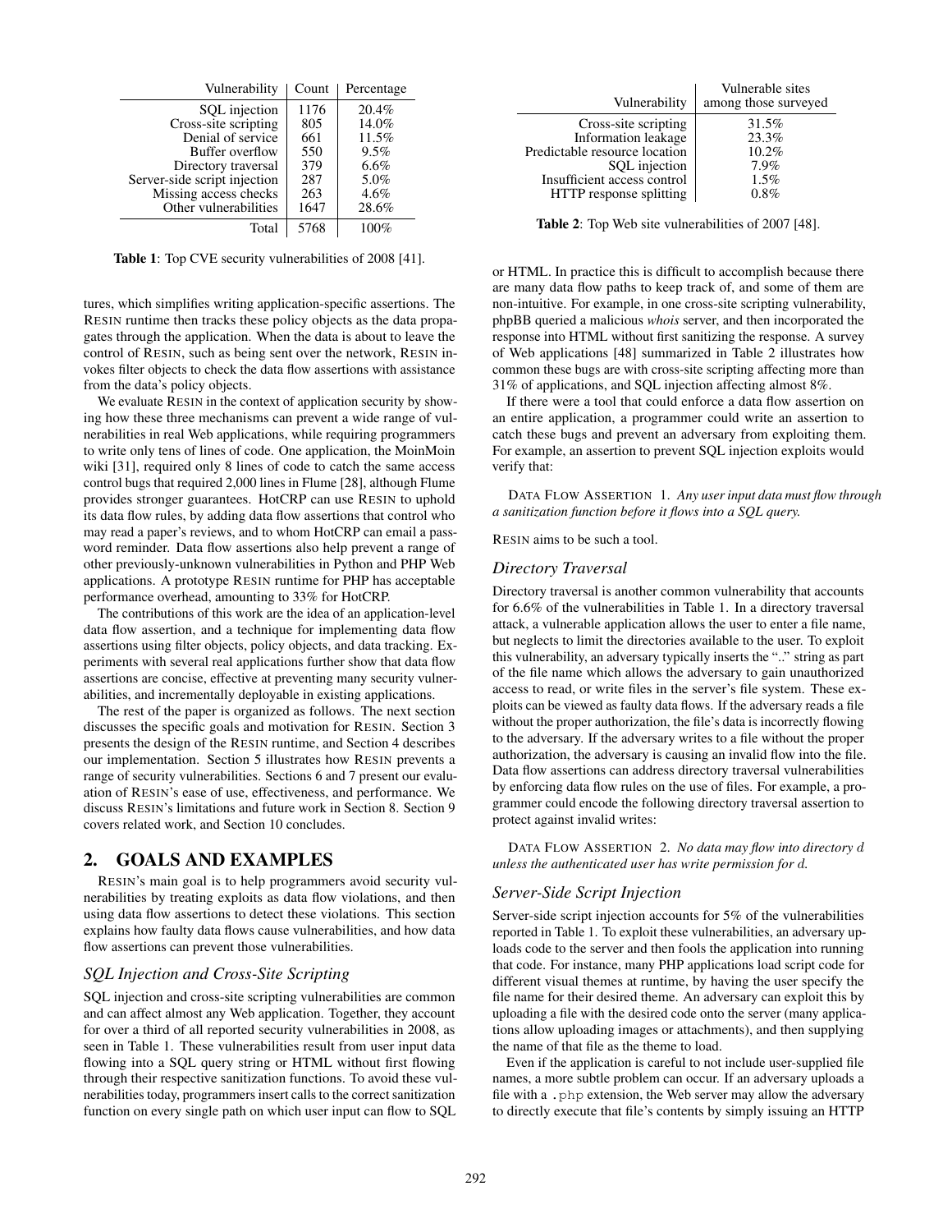| Vulnerability | Count | Percentage |
|---|---|---|
| SQL injection | 1176 | 20.4% |
| Cross-site scripting | 805 | 14.0% |
| Denial of service | 661 | 11.5% |
| Buffer overflow | 550 | 9.5% |
| Directory traversal | 379 | 6.6% |
| Server-side script injection | 287 | 5.0% |
| Missing access checks | 263 | 4.6% |
| Other vulnerabilities | 1647 | 28.6% |
| Total | 5768 | 100% |

**Table 1**: Top CVE security vulnerabilities of 2008 [41].

tures, which simplifies writing application-specific assertions. The RESIN runtime then tracks these policy objects as the data propagates through the application. When the data is about to leave the control of RESIN, such as being sent over the network, RESIN invokes filter objects to check the data flow assertions with assistance from the data's policy objects.

We evaluate RESIN in the context of application security by showing how these three mechanisms can prevent a wide range of vulnerabilities in real Web applications, while requiring programmers to write only tens of lines of code. One application, the MoinMoin wiki [31], required only 8 lines of code to catch the same access control bugs that required 2,000 lines in Flume [28], although Flume provides stronger guarantees. HotCRP can use RESIN to uphold its data flow rules, by adding data flow assertions that control who may read a paper's reviews, and to whom HotCRP can email a password reminder. Data flow assertions also help prevent a range of other previously-unknown vulnerabilities in Python and PHP Web applications. A prototype RESIN runtime for PHP has acceptable performance overhead, amounting to 33% for HotCRP.

The contributions of this work are the idea of an application-level data flow assertion, and a technique for implementing data flow assertions using filter objects, policy objects, and data tracking. Experiments with several real applications further show that data flow assertions are concise, effective at preventing many security vulnerabilities, and incrementally deployable in existing applications.

The rest of the paper is organized as follows. The next section discusses the specific goals and motivation for RESIN. Section 3 presents the design of the RESIN runtime, and Section 4 describes our implementation. Section 5 illustrates how RESIN prevents a range of security vulnerabilities. Sections 6 and 7 present our evaluation of RESIN's ease of use, effectiveness, and performance. We discuss RESIN's limitations and future work in Section 8. Section 9 covers related work, and Section 10 concludes.

## 2. GOALS AND EXAMPLES

RESIN's main goal is to help programmers avoid security vulnerabilities by treating exploits as data flow violations, and then using data flow assertions to detect these violations. This section explains how faulty data flows cause vulnerabilities, and how data flow assertions can prevent those vulnerabilities.

### *SQL Injection and Cross-Site Scripting*

SQL injection and cross-site scripting vulnerabilities are common and can affect almost any Web application. Together, they account for over a third of all reported security vulnerabilities in 2008, as seen in Table 1. These vulnerabilities result from user input data flowing into a SQL query string or HTML without first flowing through their respective sanitization functions. To avoid these vulnerabilities today, programmers insert calls to the correct sanitization function on every single path on which user input can flow to SQL or HTML. In practice this is difficult to accomplish because there are many data flow paths to keep track of, and some of them are non-intuitive. For example, in one cross-site scripting vulnerability, phpBB queried a malicious *whois* server, and then incorporated the response into HTML without first sanitizing the response. A survey of Web applications [48] summarized in Table 2 illustrates how common these bugs are with cross-site scripting affecting more than 31% of applications, and SQL injection affecting almost 8%.

| Vulnerability | Vulnerable sites among those surveyed |
|---|---|
| Cross-site scripting | 31.5% |
| Information leakage | 23.3% |
| Predictable resource location | 10.2% |
| SQL injection | 7.9% |
| Insufficient access control | 1.5% |
| HTTP response splitting | 0.8% |

**Table 2**: Top Web site vulnerabilities of 2007 [48].

If there were a tool that could enforce a data flow assertion on an entire application, a programmer could write an assertion to catch these bugs and prevent an adversary from exploiting them. For example, an assertion to prevent SQL injection exploits would verify that:

DATA FLOW ASSERTION 1. *Any user input data must flow through a sanitization function before it flows into a SQL query.*

RESIN aims to be such a tool.

### *Directory Traversal*

Directory traversal is another common vulnerability that accounts for 6.6% of the vulnerabilities in Table 1. In a directory traversal attack, a vulnerable application allows the user to enter a file name, but neglects to limit the directories available to the user. To exploit this vulnerability, an adversary typically inserts the ".." string as part of the file name which allows the adversary to gain unauthorized access to read, or write files in the server's file system. These exploits can be viewed as faulty data flows. If the adversary reads a file without the proper authorization, the file's data is incorrectly flowing to the adversary. If the adversary writes to a file without the proper authorization, the adversary is causing an invalid flow into the file. Data flow assertions can address directory traversal vulnerabilities by enforcing data flow rules on the use of files. For example, a programmer could encode the following directory traversal assertion to protect against invalid writes:

DATA FLOW ASSERTION 2. *No data may flow into directory $d$ unless the authenticated user has write permission for $d$.*

### *Server-Side Script Injection*

Server-side script injection accounts for 5% of the vulnerabilities reported in Table 1. To exploit these vulnerabilities, an adversary uploads code to the server and then fools the application into running that code. For instance, many PHP applications load script code for different visual themes at runtime, by having the user specify the file name for their desired theme. An adversary can exploit this by uploading a file with the desired code onto the server (many applications allow uploading images or attachments), and then supplying the name of that file as the theme to load.

Even if the application is careful to not include user-supplied file names, a more subtle problem can occur. If an adversary uploads a file with a `.php` extension, the Web server may allow the adversary to directly execute that file's contents by simply issuing an HTTP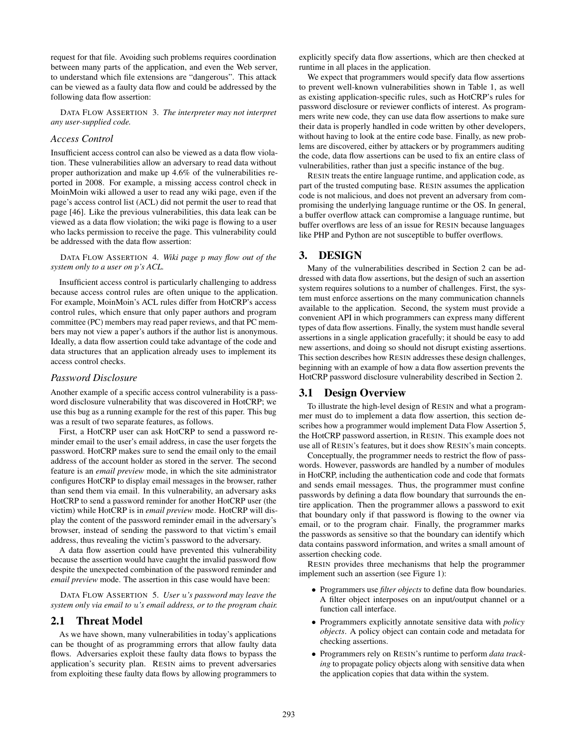request for that file. Avoiding such problems requires coordination between many parts of the application, and even the Web server, to understand which file extensions are "dangerous". This attack can be viewed as a faulty data flow and could be addressed by the following data flow assertion:

DATA FLOW ASSERTION 3. *The interpreter may not interpret any user-supplied code.*

### *Access Control*

Insufficient access control can also be viewed as a data flow violation. These vulnerabilities allow an adversary to read data without proper authorization and make up 4.6% of the vulnerabilities reported in 2008. For example, a missing access control check in MoinMoin wiki allowed a user to read any wiki page, even if the page's access control list (ACL) did not permit the user to read that page [46]. Like the previous vulnerabilities, this data leak can be viewed as a data flow violation; the wiki page is flowing to a user who lacks permission to receive the page. This vulnerability could be addressed with the data flow assertion:

DATA FLOW ASSERTION 4. *Wiki page $p$ may flow out of the system only to a user on $p$'s ACL.*

Insufficient access control is particularly challenging to address because access control rules are often unique to the application. For example, MoinMoin's ACL rules differ from HotCRP's access control rules, which ensure that only paper authors and program committee (PC) members may read paper reviews, and that PC members may not view a paper's authors if the author list is anonymous. Ideally, a data flow assertion could take advantage of the code and data structures that an application already uses to implement its access control checks.

### *Password Disclosure*

Another example of a specific access control vulnerability is a password disclosure vulnerability that was discovered in HotCRP; we use this bug as a running example for the rest of this paper. This bug was a result of two separate features, as follows.

First, a HotCRP user can ask HotCRP to send a password reminder email to the user's email address, in case the user forgets the password. HotCRP makes sure to send the email only to the email address of the account holder as stored in the server. The second feature is an *email preview* mode, in which the site administrator configures HotCRP to display email messages in the browser, rather than send them via email. In this vulnerability, an adversary asks HotCRP to send a password reminder for another HotCRP user (the victim) while HotCRP is in *email preview* mode. HotCRP will display the content of the password reminder email in the adversary's browser, instead of sending the password to that victim's email address, thus revealing the victim's password to the adversary.

A data flow assertion could have prevented this vulnerability because the assertion would have caught the invalid password flow despite the unexpected combination of the password reminder and *email preview* mode. The assertion in this case would have been:

DATA FLOW ASSERTION 5. *User $u$'s password may leave the system only via email to $u$'s email address, or to the program chair.*

## 2.1 Threat Model

As we have shown, many vulnerabilities in today's applications can be thought of as programming errors that allow faulty data flows. Adversaries exploit these faulty data flows to bypass the application's security plan. RESIN aims to prevent adversaries from exploiting these faulty data flows by allowing programmers to explicitly specify data flow assertions, which are then checked at runtime in all places in the application.

We expect that programmers would specify data flow assertions to prevent well-known vulnerabilities shown in Table 1, as well as existing application-specific rules, such as HotCRP's rules for password disclosure or reviewer conflicts of interest. As programmers write new code, they can use data flow assertions to make sure their data is properly handled in code written by other developers, without having to look at the entire code base. Finally, as new problems are discovered, either by attackers or by programmers auditing the code, data flow assertions can be used to fix an entire class of vulnerabilities, rather than just a specific instance of the bug.

RESIN treats the entire language runtime, and application code, as part of the trusted computing base. RESIN assumes the application code is not malicious, and does not prevent an adversary from compromising the underlying language runtime or the OS. In general, a buffer overflow attack can compromise a language runtime, but buffer overflows are less of an issue for RESIN because languages like PHP and Python are not susceptible to buffer overflows.

# 3. DESIGN

Many of the vulnerabilities described in Section 2 can be addressed with data flow assertions, but the design of such an assertion system requires solutions to a number of challenges. First, the system must enforce assertions on the many communication channels available to the application. Second, the system must provide a convenient API in which programmers can express many different types of data flow assertions. Finally, the system must handle several assertions in a single application gracefully; it should be easy to add new assertions, and doing so should not disrupt existing assertions. This section describes how RESIN addresses these design challenges, beginning with an example of how a data flow assertion prevents the HotCRP password disclosure vulnerability described in Section 2.

## 3.1 Design Overview

To illustrate the high-level design of RESIN and what a programmer must do to implement a data flow assertion, this section describes how a programmer would implement Data Flow Assertion 5, the HotCRP password assertion, in RESIN. This example does not use all of RESIN's features, but it does show RESIN's main concepts.

Conceptually, the programmer needs to restrict the flow of passwords. However, passwords are handled by a number of modules in HotCRP, including the authentication code and code that formats and sends email messages. Thus, the programmer must confine passwords by defining a data flow boundary that surrounds the entire application. Then the programmer allows a password to exit that boundary only if that password is flowing to the owner via email, or to the program chair. Finally, the programmer marks the passwords as sensitive so that the boundary can identify which data contains password information, and writes a small amount of assertion checking code.

RESIN provides three mechanisms that help the programmer implement such an assertion (see Figure 1):

- Programmers use *filter objects* to define data flow boundaries. A filter object interposes on an input/output channel or a function call interface.
- Programmers explicitly annotate sensitive data with *policy objects*. A policy object can contain code and metadata for checking assertions.
- Programmers rely on RESIN's runtime to perform *data tracking* to propagate policy objects along with sensitive data when the application copies that data within the system.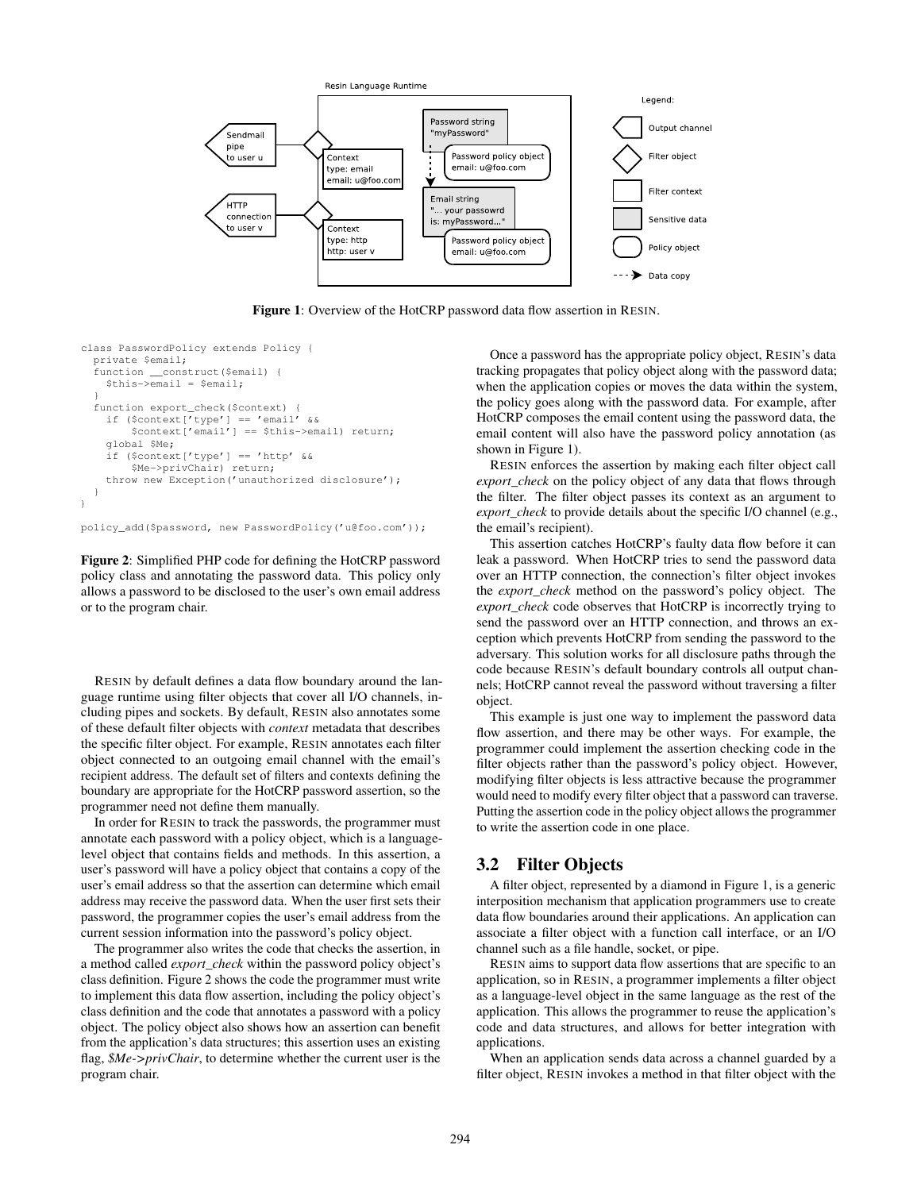**Figure 1**: Overview of the HotCRP password data flow assertion in RESIN.

```
class PasswordPolicy extends Policy {
  private $email;
  function __construct($email) {
    $this->email = $email;
  }
  function export_check($context) {
    if ($context['type'] == 'email' &&
        $context['email'] == $this->email) return;
    global $Me;
    if ($context['type'] == 'http' &&
        $Me->privChair) return;
    throw new Exception('unauthorized disclosure');
  }
}

policy_add($password, new PasswordPolicy('u@foo.com'));
```

**Figure 2**: Simplified PHP code for defining the HotCRP password policy class and annotating the password data. This policy only allows a password to be disclosed to the user's own email address or to the program chair.

RESIN by default defines a data flow boundary around the language runtime using filter objects that cover all I/O channels, including pipes and sockets. By default, RESIN also annotates some of these default filter objects with *context* metadata that describes the specific filter object. For example, RESIN annotates each filter object connected to an outgoing email channel with the email's recipient address. The default set of filters and contexts defining the boundary are appropriate for the HotCRP password assertion, so the programmer need not define them manually.

In order for RESIN to track the passwords, the programmer must annotate each password with a policy object, which is a language-level object that contains fields and methods. In this assertion, a user's password will have a policy object that contains a copy of the user's email address so that the assertion can determine which email address may receive the password data. When the user first sets their password, the programmer copies the user's email address from the current session information into the password's policy object.

The programmer also writes the code that checks the assertion, in a method called *export_check* within the password policy object's class definition. Figure 2 shows the code the programmer must write to implement this data flow assertion, including the policy object's class definition and the code that annotates a password with a policy object. The policy object also shows how an assertion can benefit from the application's data structures; this assertion uses an existing flag, *$Me->privChair*, to determine whether the current user is the program chair.

Once a password has the appropriate policy object, RESIN's data tracking propagates that policy object along with the password data; when the application copies or moves the data within the system, the policy goes along with the password data. For example, after HotCRP composes the email content using the password data, the email content will also have the password policy annotation (as shown in Figure 1).

RESIN enforces the assertion by making each filter object call *export_check* on the policy object of any data that flows through the filter. The filter object passes its context as an argument to *export_check* to provide details about the specific I/O channel (e.g., the email's recipient).

This assertion catches HotCRP's faulty data flow before it can leak a password. When HotCRP tries to send the password data over an HTTP connection, the connection's filter object invokes the *export_check* method on the password's policy object. The *export_check* code observes that HotCRP is incorrectly trying to send the password over an HTTP connection, and throws an exception which prevents HotCRP from sending the password to the adversary. This solution works for all disclosure paths through the code because RESIN's default boundary controls all output channels; HotCRP cannot reveal the password without traversing a filter object.

This example is just one way to implement the password data flow assertion, and there may be other ways. For example, the programmer could implement the assertion checking code in the filter objects rather than the password's policy object. However, modifying filter objects is less attractive because the programmer would need to modify every filter object that a password can traverse. Putting the assertion code in the policy object allows the programmer to write the assertion code in one place.

## 3.2 Filter Objects

A filter object, represented by a diamond in Figure 1, is a generic interposition mechanism that application programmers use to create data flow boundaries around their applications. An application can associate a filter object with a function call interface, or an I/O channel such as a file handle, socket, or pipe.

RESIN aims to support data flow assertions that are specific to an application, so in RESIN, a programmer implements a filter object as a language-level object in the same language as the rest of the application. This allows the programmer to reuse the application's code and data structures, and allows for better integration with applications.

When an application sends data across a channel guarded by a filter object, RESIN invokes a method in that filter object with the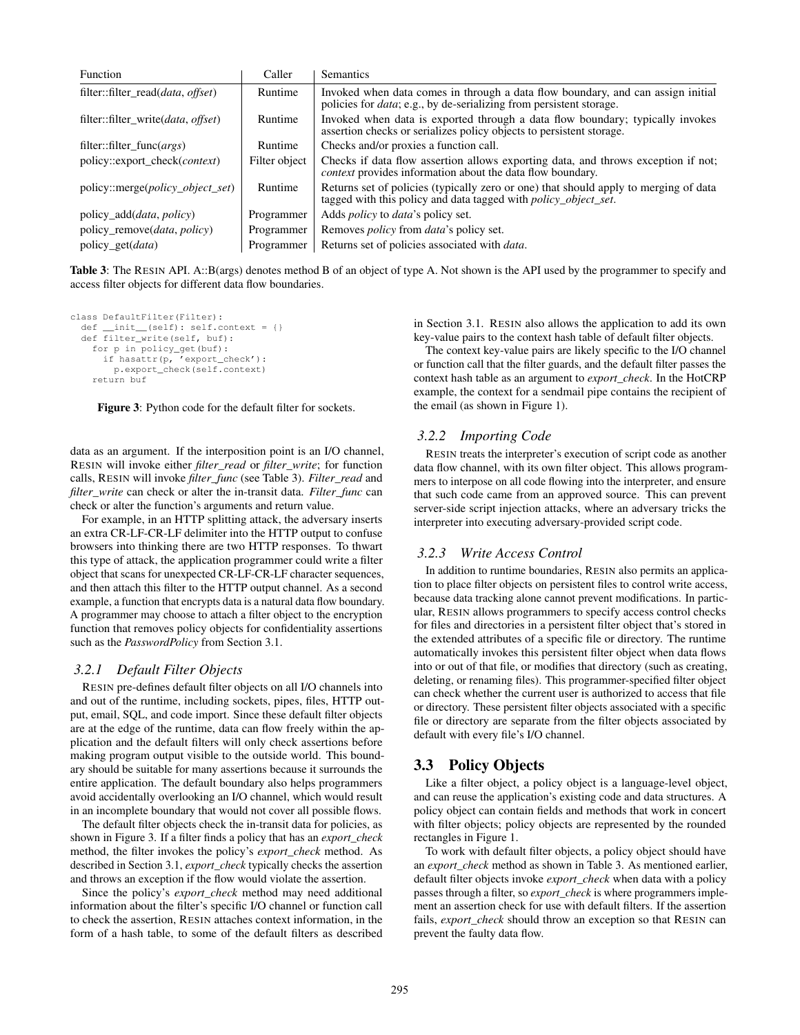| Function | Caller | Semantics |
|---|---|---|
| filter::filter_read(*data*, *offset*) | Runtime | Invoked when data comes in through a data flow boundary, and can assign initial policies for *data*; e.g., by de-serializing from persistent storage. |
| filter::filter_write(*data*, *offset*) | Runtime | Invoked when data is exported through a data flow boundary; typically invokes assertion checks or serializes policy objects to persistent storage. |
| filter::filter_func(*args*) | Runtime | Checks and/or proxies a function call. |
| policy::export_check(*context*) | Filter object | Checks if data flow assertion allows exporting data, and throws exception if not; *context* provides information about the data flow boundary. |
| policy::merge(*policy_object_set*) | Runtime | Returns set of policies (typically zero or one) that should apply to merging of data tagged with this policy and data tagged with *policy_object_set*. |
| policy_add(*data*, *policy*) | Programmer | Adds *policy* to *data*'s policy set. |
| policy_remove(*data*, *policy*) | Programmer | Removes *policy* from *data*'s policy set. |
| policy_get(*data*) | Programmer | Returns set of policies associated with *data*. |

**Table 3**: The RESIN API. A::B(args) denotes method B of an object of type A. Not shown is the API used by the programmer to specify and access filter objects for different data flow boundaries.

```
class DefaultFilter(Filter):
  def __init__(self): self.context = {}
  def filter_write(self, buf):
    for p in policy_get(buf):
      if hasattr(p, 'export_check'):
        p.export_check(self.context)
    return buf
```

**Figure 3**: Python code for the default filter for sockets.

data as an argument. If the interposition point is an I/O channel, RESIN will invoke either *filter_read* or *filter_write*; for function calls, RESIN will invoke *filter_func* (see Table 3). *Filter_read* and *filter_write* can check or alter the in-transit data. *Filter_func* can check or alter the function's arguments and return value.

For example, in an HTTP splitting attack, the adversary inserts an extra CR-LF-CR-LF delimiter into the HTTP output to confuse browsers into thinking there are two HTTP responses. To thwart this type of attack, the application programmer could write a filter object that scans for unexpected CR-LF-CR-LF character sequences, and then attach this filter to the HTTP output channel. As a second example, a function that encrypts data is a natural data flow boundary. A programmer may choose to attach a filter object to the encryption function that removes policy objects for confidentiality assertions such as the *PasswordPolicy* from Section 3.1.

### 3.2.1 Default Filter Objects

RESIN pre-defines default filter objects on all I/O channels into and out of the runtime, including sockets, pipes, files, HTTP output, email, SQL, and code import. Since these default filter objects are at the edge of the runtime, data can flow freely within the application and the default filters will only check assertions before making program output visible to the outside world. This boundary should be suitable for many assertions because it surrounds the entire application. The default boundary also helps programmers avoid accidentally overlooking an I/O channel, which would result in an incomplete boundary that would not cover all possible flows.

The default filter objects check the in-transit data for policies, as shown in Figure 3. If a filter finds a policy that has an *export_check* method, the filter invokes the policy's *export_check* method. As described in Section 3.1, *export_check* typically checks the assertion and throws an exception if the flow would violate the assertion.

Since the policy's *export_check* method may need additional information about the filter's specific I/O channel or function call to check the assertion, RESIN attaches context information, in the form of a hash table, to some of the default filters as described in Section 3.1. RESIN also allows the application to add its own key-value pairs to the context hash table of default filter objects.

The context key-value pairs are likely specific to the I/O channel or function call that the filter guards, and the default filter passes the context hash table as an argument to *export_check*. In the HotCRP example, the context for a sendmail pipe contains the recipient of the email (as shown in Figure 1).

### 3.2.2 Importing Code

RESIN treats the interpreter's execution of script code as another data flow channel, with its own filter object. This allows programmers to interpose on all code flowing into the interpreter, and ensure that such code came from an approved source. This can prevent server-side script injection attacks, where an adversary tricks the interpreter into executing adversary-provided script code.

### 3.2.3 Write Access Control

In addition to runtime boundaries, RESIN also permits an application to place filter objects on persistent files to control write access, because data tracking alone cannot prevent modifications. In particular, RESIN allows programmers to specify access control checks for files and directories in a persistent filter object that's stored in the extended attributes of a specific file or directory. The runtime automatically invokes this persistent filter object when data flows into or out of that file, or modifies that directory (such as creating, deleting, or renaming files). This programmer-specified filter object can check whether the current user is authorized to access that file or directory. These persistent filter objects associated with a specific file or directory are separate from the filter objects associated by default with every file's I/O channel.

## 3.3 Policy Objects

Like a filter object, a policy object is a language-level object, and can reuse the application's existing code and data structures. A policy object can contain fields and methods that work in concert with filter objects; policy objects are represented by the rounded rectangles in Figure 1.

To work with default filter objects, a policy object should have an *export_check* method as shown in Table 3. As mentioned earlier, default filter objects invoke *export_check* when data with a policy passes through a filter, so *export_check* is where programmers implement an assertion check for use with default filters. If the assertion fails, *export_check* should throw an exception so that RESIN can prevent the faulty data flow.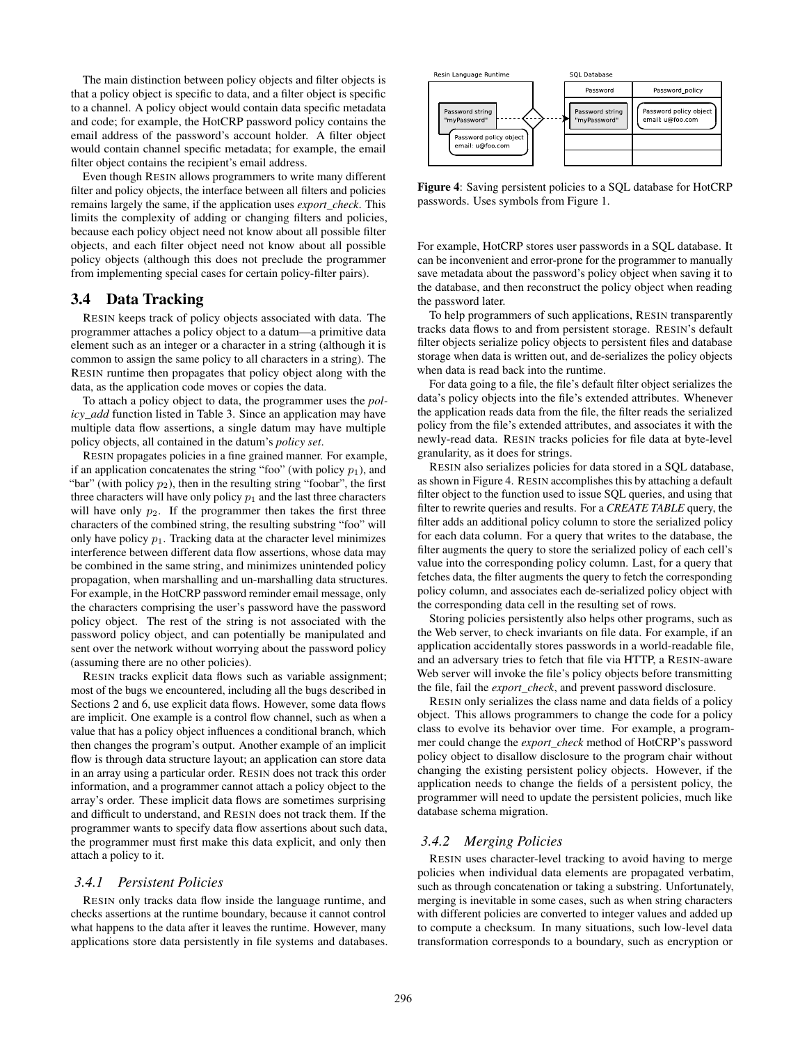The main distinction between policy objects and filter objects is that a policy object is specific to data, and a filter object is specific to a channel. A policy object would contain data specific metadata and code; for example, the HotCRP password policy contains the email address of the password's account holder. A filter object would contain channel specific metadata; for example, the email filter object contains the recipient's email address.

Even though RESIN allows programmers to write many different filter and policy objects, the interface between all filters and policies remains largely the same, if the application uses *export_check*. This limits the complexity of adding or changing filters and policies, because each policy object need not know about all possible filter objects, and each filter object need not know about all possible policy objects (although this does not preclude the programmer from implementing special cases for certain policy-filter pairs).

## 3.4 Data Tracking

RESIN keeps track of policy objects associated with data. The programmer attaches a policy object to a datum—a primitive data element such as an integer or a character in a string (although it is common to assign the same policy to all characters in a string). The RESIN runtime then propagates that policy object along with the data, as the application code moves or copies the data.

To attach a policy object to data, the programmer uses the *policy_add* function listed in Table 3. Since an application may have multiple data flow assertions, a single datum may have multiple policy objects, all contained in the datum's *policy set*.

RESIN propagates policies in a fine grained manner. For example, if an application concatenates the string "foo" (with policy $p_1$), and "bar" (with policy $p_2$), then in the resulting string "foobar", the first three characters will have only policy $p_1$ and the last three characters will have only $p_2$. If the programmer then takes the first three characters of the combined string, the resulting substring "foo" will only have policy $p_1$. Tracking data at the character level minimizes interference between different data flow assertions, whose data may be combined in the same string, and minimizes unintended policy propagation, when marshalling and un-marshalling data structures. For example, in the HotCRP password reminder email message, only the characters comprising the user's password have the password policy object. The rest of the string is not associated with the password policy object, and can potentially be manipulated and sent over the network without worrying about the password policy (assuming there are no other policies).

RESIN tracks explicit data flows such as variable assignment; most of the bugs we encountered, including all the bugs described in Sections 2 and 6, use explicit data flows. However, some data flows are implicit. One example is a control flow channel, such as when a value that has a policy object influences a conditional branch, which then changes the program's output. Another example of an implicit flow is through data structure layout; an application can store data in an array using a particular order. RESIN does not track this order information, and a programmer cannot attach a policy object to the array's order. These implicit data flows are sometimes surprising and difficult to understand, and RESIN does not track them. If the programmer wants to specify data flow assertions about such data, the programmer must first make this data explicit, and only then attach a policy to it.

### 3.4.1 Persistent Policies

RESIN only tracks data flow inside the language runtime, and checks assertions at the runtime boundary, because it cannot control what happens to the data after it leaves the runtime. However, many applications store data persistently in file systems and databases.

**Figure 4**: Saving persistent policies to a SQL database for HotCRP passwords. Uses symbols from Figure 1.

For example, HotCRP stores user passwords in a SQL database. It can be inconvenient and error-prone for the programmer to manually save metadata about the password's policy object when saving it to the database, and then reconstruct the policy object when reading the password later.

To help programmers of such applications, RESIN transparently tracks data flows to and from persistent storage. RESIN's default filter objects serialize policy objects to persistent files and database storage when data is written out, and de-serializes the policy objects when data is read back into the runtime.

For data going to a file, the file's default filter object serializes the data's policy objects into the file's extended attributes. Whenever the application reads data from the file, the filter reads the serialized policy from the file's extended attributes, and associates it with the newly-read data. RESIN tracks policies for file data at byte-level granularity, as it does for strings.

RESIN also serializes policies for data stored in a SQL database, as shown in Figure 4. RESIN accomplishes this by attaching a default filter object to the function used to issue SQL queries, and using that filter to rewrite queries and results. For a *CREATE TABLE* query, the filter adds an additional policy column to store the serialized policy for each data column. For a query that writes to the database, the filter augments the query to store the serialized policy of each cell's value into the corresponding policy column. Last, for a query that fetches data, the filter augments the query to fetch the corresponding policy column, and associates each de-serialized policy object with the corresponding data cell in the resulting set of rows.

Storing policies persistently also helps other programs, such as the Web server, to check invariants on file data. For example, if an application accidentally stores passwords in a world-readable file, and an adversary tries to fetch that file via HTTP, a RESIN-aware Web server will invoke the file's policy objects before transmitting the file, fail the *export_check*, and prevent password disclosure.

RESIN only serializes the class name and data fields of a policy object. This allows programmers to change the code for a policy class to evolve its behavior over time. For example, a programmer could change the *export_check* method of HotCRP's password policy object to disallow disclosure to the program chair without changing the existing persistent policy objects. However, if the application needs to change the fields of a persistent policy, the programmer will need to update the persistent policies, much like database schema migration.

### 3.4.2 Merging Policies

RESIN uses character-level tracking to avoid having to merge policies when individual data elements are propagated verbatim, such as through concatenation or taking a substring. Unfortunately, merging is inevitable in some cases, such as when string characters with different policies are converted to integer values and added up to compute a checksum. In many situations, such low-level data transformation corresponds to a boundary, such as encryption or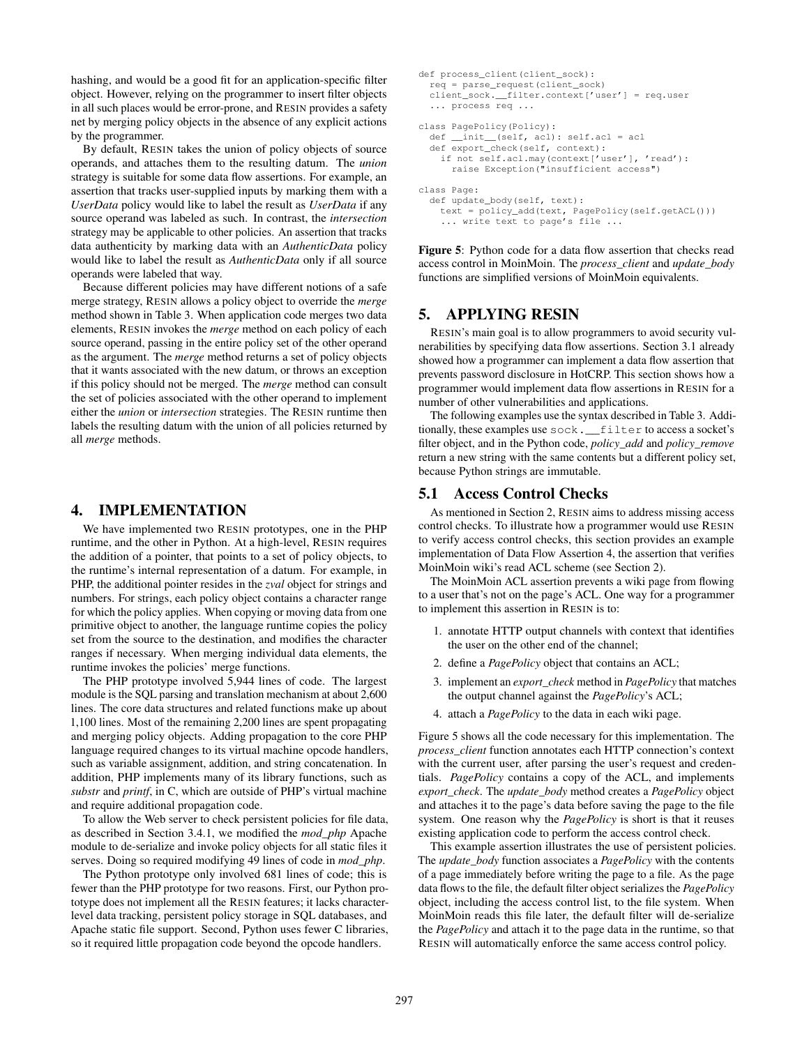hashing, and would be a good fit for an application-specific filter object. However, relying on the programmer to insert filter objects in all such places would be error-prone, and RESIN provides a safety net by merging policy objects in the absence of any explicit actions by the programmer.

By default, RESIN takes the union of policy objects of source operands, and attaches them to the resulting datum. The *union* strategy is suitable for some data flow assertions. For example, an assertion that tracks user-supplied inputs by marking them with a *UserData* policy would like to label the result as *UserData* if any source operand was labeled as such. In contrast, the *intersection* strategy may be applicable to other policies. An assertion that tracks data authenticity by marking data with an *AuthenticData* policy would like to label the result as *AuthenticData* only if all source operands were labeled that way.

Because different policies may have different notions of a safe merge strategy, RESIN allows a policy object to override the *merge* method shown in Table 3. When application code merges two data elements, RESIN invokes the *merge* method on each policy of each source operand, passing in the entire policy set of the other operand as the argument. The *merge* method returns a set of policy objects that it wants associated with the new datum, or throws an exception if this policy should not be merged. The *merge* method can consult the set of policies associated with the other operand to implement either the *union* or *intersection* strategies. The RESIN runtime then labels the resulting datum with the union of all policies returned by all *merge* methods.

# 4. IMPLEMENTATION

We have implemented two RESIN prototypes, one in the PHP runtime, and the other in Python. At a high-level, RESIN requires the addition of a pointer, that points to a set of policy objects, to the runtime's internal representation of a datum. For example, in PHP, the additional pointer resides in the *zval* object for strings and numbers. For strings, each policy object contains a character range for which the policy applies. When copying or moving data from one primitive object to another, the language runtime copies the policy set from the source to the destination, and modifies the character ranges if necessary. When merging individual data elements, the runtime invokes the policies' merge functions.

The PHP prototype involved 5,944 lines of code. The largest module is the SQL parsing and translation mechanism at about 2,600 lines. The core data structures and related functions make up about 1,100 lines. Most of the remaining 2,200 lines are spent propagating and merging policy objects. Adding propagation to the core PHP language required changes to its virtual machine opcode handlers, such as variable assignment, addition, and string concatenation. In addition, PHP implements many of its library functions, such as *substr* and *printf*, in C, which are outside of PHP's virtual machine and require additional propagation code.

To allow the Web server to check persistent policies for file data, as described in Section 3.4.1, we modified the *mod_php* Apache module to de-serialize and invoke policy objects for all static files it serves. Doing so required modifying 49 lines of code in *mod_php*.

The Python prototype only involved 681 lines of code; this is fewer than the PHP prototype for two reasons. First, our Python prototype does not implement all the RESIN features; it lacks character-level data tracking, persistent policy storage in SQL databases, and Apache static file support. Second, Python uses fewer C libraries, so it required little propagation code beyond the opcode handlers.

```
def process_client(client_sock):
  req = parse_request(client_sock)
  client_sock.__filter.context['user'] = req.user
  ... process req ...

class PagePolicy(Policy):
  def __init__(self, acl): self.acl = acl
  def export_check(self, context):
    if not self.acl.may(context['user'], 'read'):
      raise Exception("insufficient access")

class Page:
  def update_body(self, text):
    text = policy_add(text, PagePolicy(self.getACL()))
    ... write text to page's file ...
```

**Figure 5**: Python code for a data flow assertion that checks read access control in MoinMoin. The *process_client* and *update_body* functions are simplified versions of MoinMoin equivalents.

# 5. APPLYING RESIN

RESIN's main goal is to allow programmers to avoid security vulnerabilities by specifying data flow assertions. Section 3.1 already showed how a programmer can implement a data flow assertion that prevents password disclosure in HotCRP. This section shows how a programmer would implement data flow assertions in RESIN for a number of other vulnerabilities and applications.

The following examples use the syntax described in Table 3. Additionally, these examples use `sock.__filter` to access a socket's filter object, and in the Python code, *policy_add* and *policy_remove* return a new string with the same contents but a different policy set, because Python strings are immutable.

## 5.1 Access Control Checks

As mentioned in Section 2, RESIN aims to address missing access control checks. To illustrate how a programmer would use RESIN to verify access control checks, this section provides an example implementation of Data Flow Assertion 4, the assertion that verifies MoinMoin wiki's read ACL scheme (see Section 2).

The MoinMoin ACL assertion prevents a wiki page from flowing to a user that's not on the page's ACL. One way for a programmer to implement this assertion in RESIN is to:

1. annotate HTTP output channels with context that identifies the user on the other end of the channel;
2. define a *PagePolicy* object that contains an ACL;
3. implement an *export_check* method in *PagePolicy* that matches the output channel against the *PagePolicy*'s ACL;
4. attach a *PagePolicy* to the data in each wiki page.

Figure 5 shows all the code necessary for this implementation. The *process_client* function annotates each HTTP connection's context with the current user, after parsing the user's request and credentials. *PagePolicy* contains a copy of the ACL, and implements *export_check*. The *update_body* method creates a *PagePolicy* object and attaches it to the page's data before saving the page to the file system. One reason why the *PagePolicy* is short is that it reuses existing application code to perform the access control check.

This example assertion illustrates the use of persistent policies. The *update_body* function associates a *PagePolicy* with the contents of a page immediately before writing the page to a file. As the page data flows to the file, the default filter object serializes the *PagePolicy* object, including the access control list, to the file system. When MoinMoin reads this file later, the default filter will de-serialize the *PagePolicy* and attach it to the page data in the runtime, so that RESIN will automatically enforce the same access control policy.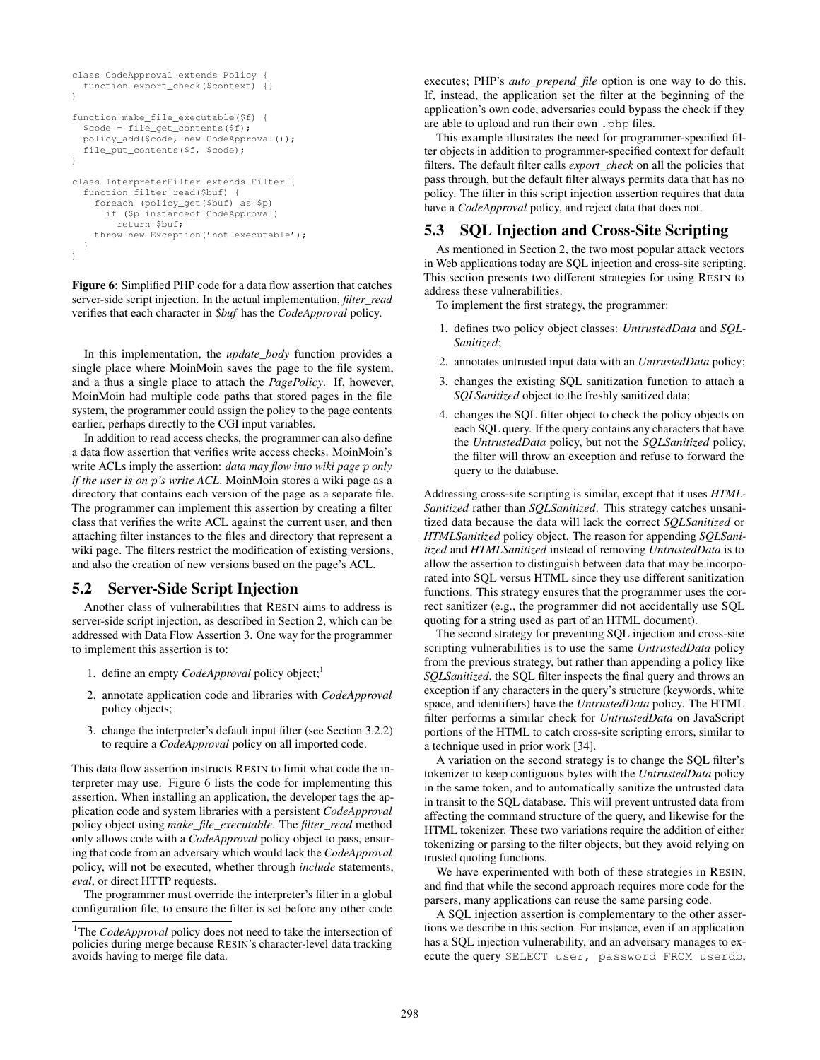```
class CodeApproval extends Policy {
  function export_check($context) {}
}

function make_file_executable($f) {
  $code = file_get_contents($f);
  policy_add($code, new CodeApproval());
  file_put_contents($f, $code);
}

class InterpreterFilter extends Filter {
  function filter_read($buf) {
    foreach (policy_get($buf) as $p)
      if ($p instanceof CodeApproval)
        return $buf;
    throw new Exception('not executable');
  }
}
```

**Figure 6**: Simplified PHP code for a data flow assertion that catches server-side script injection. In the actual implementation, *filter_read* verifies that each character in *$buf* has the *CodeApproval* policy.

In this implementation, the *update_body* function provides a single place where MoinMoin saves the page to the file system, and a thus a single place to attach the *PagePolicy*. If, however, MoinMoin had multiple code paths that stored pages in the file system, the programmer could assign the policy to the page contents earlier, perhaps directly to the CGI input variables.

In addition to read access checks, the programmer can also define a data flow assertion that verifies write access checks. MoinMoin's write ACLs imply the assertion: *data may flow into wiki page p only if the user is on p's write ACL*. MoinMoin stores a wiki page as a directory that contains each version of the page as a separate file. The programmer can implement this assertion by creating a filter class that verifies the write ACL against the current user, and then attaching filter instances to the files and directory that represent a wiki page. The filters restrict the modification of existing versions, and also the creation of new versions based on the page's ACL.

## 5.2 Server-Side Script Injection

Another class of vulnerabilities that RESIN aims to address is server-side script injection, as described in Section 2, which can be addressed with Data Flow Assertion 3. One way for the programmer to implement this assertion is to:

1. define an empty *CodeApproval* policy object;[1]
2. annotate application code and libraries with *CodeApproval* policy objects;
3. change the interpreter's default input filter (see Section 3.2.2) to require a *CodeApproval* policy on all imported code.

This data flow assertion instructs RESIN to limit what code the interpreter may use. Figure 6 lists the code for implementing this assertion. When installing an application, the developer tags the application code and system libraries with a persistent *CodeApproval* policy object using *make_file_executable*. The *filter_read* method only allows code with a *CodeApproval* policy object to pass, ensuring that code from an adversary which would lack the *CodeApproval* policy, will not be executed, whether through *include* statements, *eval*, or direct HTTP requests.

The programmer must override the interpreter's filter in a global configuration file, to ensure the filter is set before any other code executes; PHP's *auto_prepend_file* option is one way to do this. If, instead, the application set the filter at the beginning of the application's own code, adversaries could bypass the check if they are able to upload and run their own `.php` files.

This example illustrates the need for programmer-specified filter objects in addition to programmer-specified context for default filters. The default filter calls *export_check* on all the policies that pass through, but the default filter always permits data that has no policy. The filter in this script injection assertion requires that data have a *CodeApproval* policy, and reject data that does not.

## 5.3 SQL Injection and Cross-Site Scripting

As mentioned in Section 2, the two most popular attack vectors in Web applications today are SQL injection and cross-site scripting. This section presents two different strategies for using RESIN to address these vulnerabilities.

To implement the first strategy, the programmer:

1. defines two policy object classes: *UntrustedData* and *SQLSanitized*;
2. annotates untrusted input data with an *UntrustedData* policy;
3. changes the existing SQL sanitization function to attach a *SQLSanitized* object to the freshly sanitized data;
4. changes the SQL filter object to check the policy objects on each SQL query. If the query contains any characters that have the *UntrustedData* policy, but not the *SQLSanitized* policy, the filter will throw an exception and refuse to forward the query to the database.

Addressing cross-site scripting is similar, except that it uses *HTMLSanitized* rather than *SQLSanitized*. This strategy catches unsanitized data because the data will lack the correct *SQLSanitized* or *HTMLSanitized* policy object. The reason for appending *SQLSanitized* and *HTMLSanitized* instead of removing *UntrustedData* is to allow the assertion to distinguish between data that may be incorporated into SQL versus HTML since they use different sanitization functions. This strategy ensures that the programmer uses the correct sanitizer (e.g., the programmer did not accidentally use SQL quoting for a string used as part of an HTML document).

The second strategy for preventing SQL injection and cross-site scripting vulnerabilities is to use the same *UntrustedData* policy from the previous strategy, but rather than appending a policy like *SQLSanitized*, the SQL filter inspects the final query and throws an exception if any characters in the query's structure (keywords, white space, and identifiers) have the *UntrustedData* policy. The HTML filter performs a similar check for *UntrustedData* on JavaScript portions of the HTML to catch cross-site scripting errors, similar to a technique used in prior work [34].

A variation on the second strategy is to change the SQL filter's tokenizer to keep contiguous bytes with the *UntrustedData* policy in the same token, and to automatically sanitize the untrusted data in transit to the SQL database. This will prevent untrusted data from affecting the command structure of the query, and likewise for the HTML tokenizer. These two variations require the addition of either tokenizing or parsing to the filter objects, but they avoid relying on trusted quoting functions.

We have experimented with both of these strategies in RESIN, and find that while the second approach requires more code for the parsers, many applications can reuse the same parsing code.

A SQL injection assertion is complementary to the other assertions we describe in this section. For instance, even if an application has a SQL injection vulnerability, and an adversary manages to execute the query `SELECT user, password FROM userdb`,

---

[1] The *CodeApproval* policy does not need to take the intersection of policies during merge because RESIN's character-level data tracking avoids having to merge file data.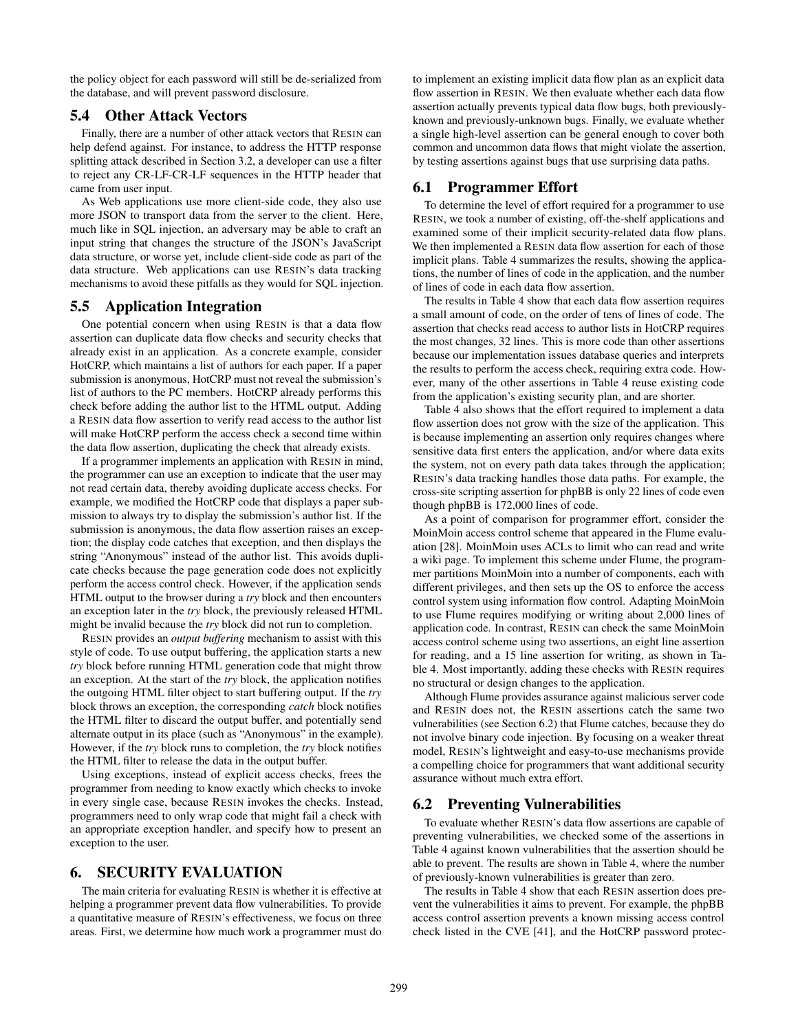the policy object for each password will still be de-serialized from the database, and will prevent password disclosure.

## 5.4 Other Attack Vectors

Finally, there are a number of other attack vectors that RESIN can help defend against. For instance, to address the HTTP response splitting attack described in Section 3.2, a developer can use a filter to reject any CR-LF-CR-LF sequences in the HTTP header that came from user input.

As Web applications use more client-side code, they also use more JSON to transport data from the server to the client. Here, much like in SQL injection, an adversary may be able to craft an input string that changes the structure of the JSON's JavaScript data structure, or worse yet, include client-side code as part of the data structure. Web applications can use RESIN's data tracking mechanisms to avoid these pitfalls as they would for SQL injection.

## 5.5 Application Integration

One potential concern when using RESIN is that a data flow assertion can duplicate data flow checks and security checks that already exist in an application. As a concrete example, consider HotCRP, which maintains a list of authors for each paper. If a paper submission is anonymous, HotCRP must not reveal the submission's list of authors to the PC members. HotCRP already performs this check before adding the author list to the HTML output. Adding a RESIN data flow assertion to verify read access to the author list will make HotCRP perform the access check a second time within the data flow assertion, duplicating the check that already exists.

If a programmer implements an application with RESIN in mind, the programmer can use an exception to indicate that the user may not read certain data, thereby avoiding duplicate access checks. For example, we modified the HotCRP code that displays a paper submission to always try to display the submission's author list. If the submission is anonymous, the data flow assertion raises an exception; the display code catches that exception, and then displays the string "Anonymous" instead of the author list. This avoids duplicate checks because the page generation code does not explicitly perform the access control check. However, if the application sends HTML output to the browser during a *try* block and then encounters an exception later in the *try* block, the previously released HTML might be invalid because the *try* block did not run to completion.

RESIN provides an *output buffering* mechanism to assist with this style of code. To use output buffering, the application starts a new *try* block before running HTML generation code that might throw an exception. At the start of the *try* block, the application notifies the outgoing HTML filter object to start buffering output. If the *try* block throws an exception, the corresponding *catch* block notifies the HTML filter to discard the output buffer, and potentially send alternate output in its place (such as "Anonymous" in the example). However, if the *try* block runs to completion, the *try* block notifies the HTML filter to release the data in the output buffer.

Using exceptions, instead of explicit access checks, frees the programmer from needing to know exactly which checks to invoke in every single case, because RESIN invokes the checks. Instead, programmers need to only wrap code that might fail a check with an appropriate exception handler, and specify how to present an exception to the user.

# 6. SECURITY EVALUATION

The main criteria for evaluating RESIN is whether it is effective at helping a programmer prevent data flow vulnerabilities. To provide a quantitative measure of RESIN's effectiveness, we focus on three areas. First, we determine how much work a programmer must do to implement an existing implicit data flow plan as an explicit data flow assertion in RESIN. We then evaluate whether each data flow assertion actually prevents typical data flow bugs, both previously-known and previously-unknown bugs. Finally, we evaluate whether a single high-level assertion can be general enough to cover both common and uncommon data flows that might violate the assertion, by testing assertions against bugs that use surprising data paths.

## 6.1 Programmer Effort

To determine the level of effort required for a programmer to use RESIN, we took a number of existing, off-the-shelf applications and examined some of their implicit security-related data flow plans. We then implemented a RESIN data flow assertion for each of those implicit plans. Table 4 summarizes the results, showing the applications, the number of lines of code in the application, and the number of lines of code in each data flow assertion.

The results in Table 4 show that each data flow assertion requires a small amount of code, on the order of tens of lines of code. The assertion that checks read access to author lists in HotCRP requires the most changes, 32 lines. This is more code than other assertions because our implementation issues database queries and interprets the results to perform the access check, requiring extra code. However, many of the other assertions in Table 4 reuse existing code from the application's existing security plan, and are shorter.

Table 4 also shows that the effort required to implement a data flow assertion does not grow with the size of the application. This is because implementing an assertion only requires changes where sensitive data first enters the application, and/or where data exits the system, not on every path data takes through the application; RESIN's data tracking handles those data paths. For example, the cross-site scripting assertion for phpBB is only 22 lines of code even though phpBB is 172,000 lines of code.

As a point of comparison for programmer effort, consider the MoinMoin access control scheme that appeared in the Flume evaluation [28]. MoinMoin uses ACLs to limit who can read and write a wiki page. To implement this scheme under Flume, the programmer partitions MoinMoin into a number of components, each with different privileges, and then sets up the OS to enforce the access control system using information flow control. Adapting MoinMoin to use Flume requires modifying or writing about 2,000 lines of application code. In contrast, RESIN can check the same MoinMoin access control scheme using two assertions, an eight line assertion for reading, and a 15 line assertion for writing, as shown in Table 4. Most importantly, adding these checks with RESIN requires no structural or design changes to the application.

Although Flume provides assurance against malicious server code and RESIN does not, the RESIN assertions catch the same two vulnerabilities (see Section 6.2) that Flume catches, because they do not involve binary code injection. By focusing on a weaker threat model, RESIN's lightweight and easy-to-use mechanisms provide a compelling choice for programmers that want additional security assurance without much extra effort.

## 6.2 Preventing Vulnerabilities

To evaluate whether RESIN's data flow assertions are capable of preventing vulnerabilities, we checked some of the assertions in Table 4 against known vulnerabilities that the assertion should be able to prevent. The results are shown in Table 4, where the number of previously-known vulnerabilities is greater than zero.

The results in Table 4 show that each RESIN assertion does prevent the vulnerabilities it aims to prevent. For example, the phpBB access control assertion prevents a known missing access control check listed in the CVE [41], and the HotCRP password protec-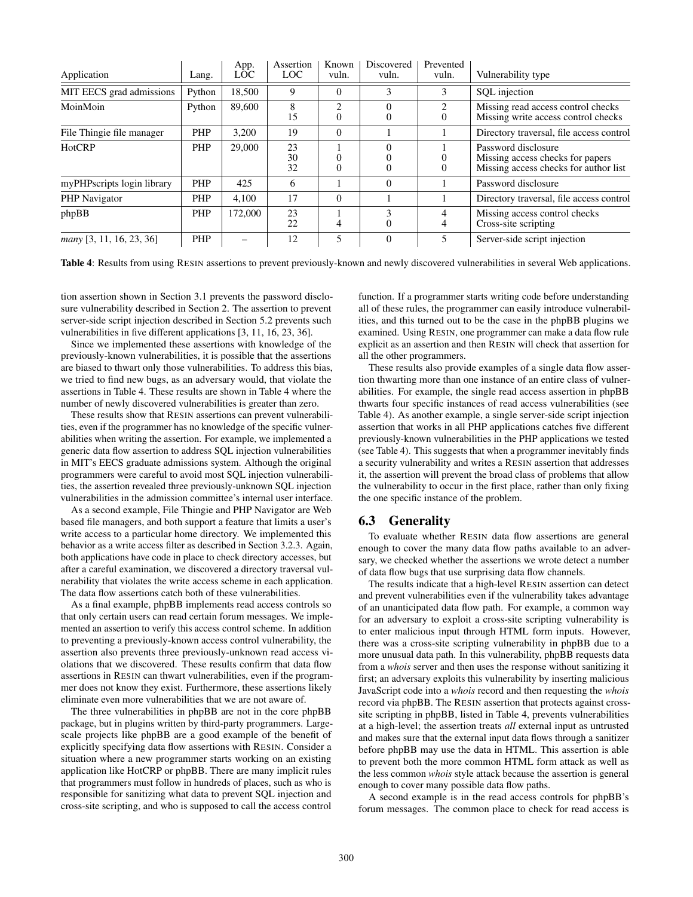| Application | Lang. | App. LOC | Assertion LOC | Known vuln. | Discovered vuln. | Prevented vuln. | Vulnerability type |
|---|---|---|---|---|---|---|---|
| MIT EECS grad admissions | Python | 18,500 | 9 | 0 | 3 | 3 | SQL injection |
| MoinMoin | Python | 89,600 | 8 | 2 | 0 | 2 | Missing read access control checks |
| | | | 15 | 0 | 0 | 0 | Missing write access control checks |
| File Thingie file manager | PHP | 3,200 | 19 | 0 | 1 | 1 | Directory traversal, file access control |
| HotCRP | PHP | 29,000 | 23 | 1 | 0 | 1 | Password disclosure |
| | | | 30 | 0 | 0 | 0 | Missing access checks for papers |
| | | | 32 | 0 | 0 | 0 | Missing access checks for author list |
| myPHPscripts login library | PHP | 425 | 6 | 1 | 0 | 1 | Password disclosure |
| PHP Navigator | PHP | 4,100 | 17 | 0 | 1 | 1 | Directory traversal, file access control |
| phpBB | PHP | 172,000 | 23 | 1 | 3 | 4 | Missing access control checks |
| | | | 22 | 4 | 0 | 4 | Cross-site scripting |
| *many* [3, 11, 16, 23, 36] | PHP | – | 12 | 5 | 0 | 5 | Server-side script injection |

**Table 4**: Results from using RESIN assertions to prevent previously-known and newly discovered vulnerabilities in several Web applications.

tion assertion shown in Section 3.1 prevents the password disclosure vulnerability described in Section 2. The assertion to prevent server-side script injection described in Section 5.2 prevents such vulnerabilities in five different applications [3, 11, 16, 23, 36].

Since we implemented these assertions with knowledge of the previously-known vulnerabilities, it is possible that the assertions are biased to thwart only those vulnerabilities. To address this bias, we tried to find new bugs, as an adversary would, that violate the assertions in Table 4. These results are shown in Table 4 where the number of newly discovered vulnerabilities is greater than zero.

These results show that RESIN assertions can prevent vulnerabilities, even if the programmer has no knowledge of the specific vulnerabilities when writing the assertion. For example, we implemented a generic data flow assertion to address SQL injection vulnerabilities in MIT's EECS graduate admissions system. Although the original programmers were careful to avoid most SQL injection vulnerabilities, the assertion revealed three previously-unknown SQL injection vulnerabilities in the admission committee's internal user interface.

As a second example, File Thingie and PHP Navigator are Web based file managers, and both support a feature that limits a user's write access to a particular home directory. We implemented this behavior as a write access filter as described in Section 3.2.3. Again, both applications have code in place to check directory accesses, but after a careful examination, we discovered a directory traversal vulnerability that violates the write access scheme in each application. The data flow assertions catch both of these vulnerabilities.

As a final example, phpBB implements read access controls so that only certain users can read certain forum messages. We implemented an assertion to verify this access control scheme. In addition to preventing a previously-known access control vulnerability, the assertion also prevents three previously-unknown read access violations that we discovered. These results confirm that data flow assertions in RESIN can thwart vulnerabilities, even if the programmer does not know they exist. Furthermore, these assertions likely eliminate even more vulnerabilities that we are not aware of.

The three vulnerabilities in phpBB are not in the core phpBB package, but in plugins written by third-party programmers. Large-scale projects like phpBB are a good example of the benefit of explicitly specifying data flow assertions with RESIN. Consider a situation where a new programmer starts working on an existing application like HotCRP or phpBB. There are many implicit rules that programmers must follow in hundreds of places, such as who is responsible for sanitizing what data to prevent SQL injection and cross-site scripting, and who is supposed to call the access control function. If a programmer starts writing code before understanding all of these rules, the programmer can easily introduce vulnerabilities, and this turned out to be the case in the phpBB plugins we examined. Using RESIN, one programmer can make a data flow rule explicit as an assertion and then RESIN will check that assertion for all the other programmers.

These results also provide examples of a single data flow assertion thwarting more than one instance of an entire class of vulnerabilities. For example, the single read access assertion in phpBB thwarts four specific instances of read access vulnerabilities (see Table 4). As another example, a single server-side script injection assertion that works in all PHP applications catches five different previously-known vulnerabilities in the PHP applications we tested (see Table 4). This suggests that when a programmer inevitably finds a security vulnerability and writes a RESIN assertion that addresses it, the assertion will prevent the broad class of problems that allow the vulnerability to occur in the first place, rather than only fixing the one specific instance of the problem.

## 6.3 Generality

To evaluate whether RESIN data flow assertions are general enough to cover the many data flow paths available to an adversary, we checked whether the assertions we wrote detect a number of data flow bugs that use surprising data flow channels.

The results indicate that a high-level RESIN assertion can detect and prevent vulnerabilities even if the vulnerability takes advantage of an unanticipated data flow path. For example, a common way for an adversary to exploit a cross-site scripting vulnerability is to enter malicious input through HTML form inputs. However, there was a cross-site scripting vulnerability in phpBB due to a more unusual data path. In this vulnerability, phpBB requests data from a *whois* server and then uses the response without sanitizing it first; an adversary exploits this vulnerability by inserting malicious JavaScript code into a *whois* record and then requesting the *whois* record via phpBB. The RESIN assertion that protects against cross-site scripting in phpBB, listed in Table 4, prevents vulnerabilities at a high-level; the assertion treats *all* external input as untrusted and makes sure that the external input data flows through a sanitizer before phpBB may use the data in HTML. This assertion is able to prevent both the more common HTML form attack as well as the less common *whois* style attack because the assertion is general enough to cover many possible data flow paths.

A second example is in the read access controls for phpBB's forum messages. The common place to check for read access is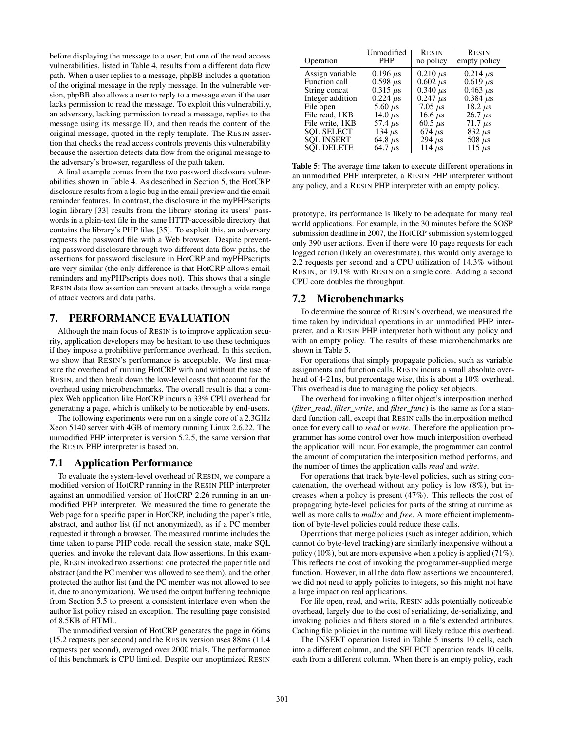before displaying the message to a user, but one of the read access vulnerabilities, listed in Table 4, results from a different data flow path. When a user replies to a message, phpBB includes a quotation of the original message in the reply message. In the vulnerable version, phpBB also allows a user to reply to a message even if the user lacks permission to read the message. To exploit this vulnerability, an adversary, lacking permission to read a message, replies to the message using its message ID, and then reads the content of the original message, quoted in the reply template. The RESIN assertion that checks the read access controls prevents this vulnerability because the assertion detects data flow from the original message to the adversary's browser, regardless of the path taken.

A final example comes from the two password disclosure vulnerabilities shown in Table 4. As described in Section 5, the HotCRP disclosure results from a logic bug in the email preview and the email reminder features. In contrast, the disclosure in the myPHPscripts login library [33] results from the library storing its users' passwords in a plain-text file in the same HTTP-accessible directory that contains the library's PHP files [35]. To exploit this, an adversary requests the password file with a Web browser. Despite preventing password disclosure through two different data flow paths, the assertions for password disclosure in HotCRP and myPHPscripts are very similar (the only difference is that HotCRP allows email reminders and myPHPscripts does not). This shows that a single RESIN data flow assertion can prevent attacks through a wide range of attack vectors and data paths.

## 7. PERFORMANCE EVALUATION

Although the main focus of RESIN is to improve application security, application developers may be hesitant to use these techniques if they impose a prohibitive performance overhead. In this section, we show that RESIN's performance is acceptable. We first measure the overhead of running HotCRP with and without the use of RESIN, and then break down the low-level costs that account for the overhead using microbenchmarks. The overall result is that a complex Web application like HotCRP incurs a 33% CPU overhead for generating a page, which is unlikely to be noticeable by end-users.

The following experiments were run on a single core of a 2.3GHz Xeon 5140 server with 4GB of memory running Linux 2.6.22. The unmodified PHP interpreter is version 5.2.5, the same version that the RESIN PHP interpreter is based on.

### 7.1 Application Performance

To evaluate the system-level overhead of RESIN, we compare a modified version of HotCRP running in the RESIN PHP interpreter against an unmodified version of HotCRP 2.26 running in an unmodified PHP interpreter. We measured the time to generate the Web page for a specific paper in HotCRP, including the paper's title, abstract, and author list (if not anonymized), as if a PC member requested it through a browser. The measured runtime includes the time taken to parse PHP code, recall the session state, make SQL queries, and invoke the relevant data flow assertions. In this example, RESIN invoked two assertions: one protected the paper title and abstract (and the PC member was allowed to see them), and the other protected the author list (and the PC member was not allowed to see it, due to anonymization). We used the output buffering technique from Section 5.5 to present a consistent interface even when the author list policy raised an exception. The resulting page consisted of 8.5KB of HTML.

The unmodified version of HotCRP generates the page in 66ms (15.2 requests per second) and the RESIN version uses 88ms (11.4 requests per second), averaged over 2000 trials. The performance of this benchmark is CPU limited. Despite our unoptimized RESIN prototype, its performance is likely to be adequate for many real world applications. For example, in the 30 minutes before the SOSP submission deadline in 2007, the HotCRP submission system logged only 390 user actions. Even if there were 10 page requests for each logged action (likely an overestimate), this would only average to 2.2 requests per second and a CPU utilization of 14.3% without RESIN, or 19.1% with RESIN on a single core. Adding a second CPU core doubles the throughput.

| Operation | Unmodified PHP | RESIN no policy | RESIN empty policy |
|---|---|---|---|
| Assign variable | 0.196 $\mu$s | 0.210 $\mu$s | 0.214 $\mu$s |
| Function call | 0.598 $\mu$s | 0.602 $\mu$s | 0.619 $\mu$s |
| String concat | 0.315 $\mu$s | 0.340 $\mu$s | 0.463 $\mu$s |
| Integer addition | 0.224 $\mu$s | 0.247 $\mu$s | 0.384 $\mu$s |
| File open | 5.60 $\mu$s | 7.05 $\mu$s | 18.2 $\mu$s |
| File read, 1KB | 14.0 $\mu$s | 16.6 $\mu$s | 26.7 $\mu$s |
| File write, 1KB | 57.4 $\mu$s | 60.5 $\mu$s | 71.7 $\mu$s |
| SQL SELECT | 134 $\mu$s | 674 $\mu$s | 832 $\mu$s |
| SQL INSERT | 64.8 $\mu$s | 294 $\mu$s | 508 $\mu$s |
| SQL DELETE | 64.7 $\mu$s | 114 $\mu$s | 115 $\mu$s |

**Table 5**: The average time taken to execute different operations in an unmodified PHP interpreter, a RESIN PHP interpreter without any policy, and a RESIN PHP interpreter with an empty policy.

### 7.2 Microbenchmarks

To determine the source of RESIN's overhead, we measured the time taken by individual operations in an unmodified PHP interpreter, and a RESIN PHP interpreter both without any policy and with an empty policy. The results of these microbenchmarks are shown in Table 5.

For operations that simply propagate policies, such as variable assignments and function calls, RESIN incurs a small absolute overhead of 4-21ns, but percentage wise, this is about a 10% overhead. This overhead is due to managing the policy set objects.

The overhead for invoking a filter object's interposition method (*filter_read*, *filter_write*, and *filter_func*) is the same as for a standard function call, except that RESIN calls the interposition method once for every call to *read* or *write*. Therefore the application programmer has some control over how much interposition overhead the application will incur. For example, the programmer can control the amount of computation the interposition method performs, and the number of times the application calls *read* and *write*.

For operations that track byte-level policies, such as string concatenation, the overhead without any policy is low (8%), but increases when a policy is present (47%). This reflects the cost of propagating byte-level policies for parts of the string at runtime as well as more calls to *malloc* and *free*. A more efficient implementation of byte-level policies could reduce these calls.

Operations that merge policies (such as integer addition, which cannot do byte-level tracking) are similarly inexpensive without a policy (10%), but are more expensive when a policy is applied (71%). This reflects the cost of invoking the programmer-supplied merge function. However, in all the data flow assertions we encountered, we did not need to apply policies to integers, so this might not have a large impact on real applications.

For file open, read, and write, RESIN adds potentially noticeable overhead, largely due to the cost of serializing, de-serializing, and invoking policies and filters stored in a file's extended attributes. Caching file policies in the runtime will likely reduce this overhead.

The INSERT operation listed in Table 5 inserts 10 cells, each into a different column, and the SELECT operation reads 10 cells, each from a different column. When there is an empty policy, each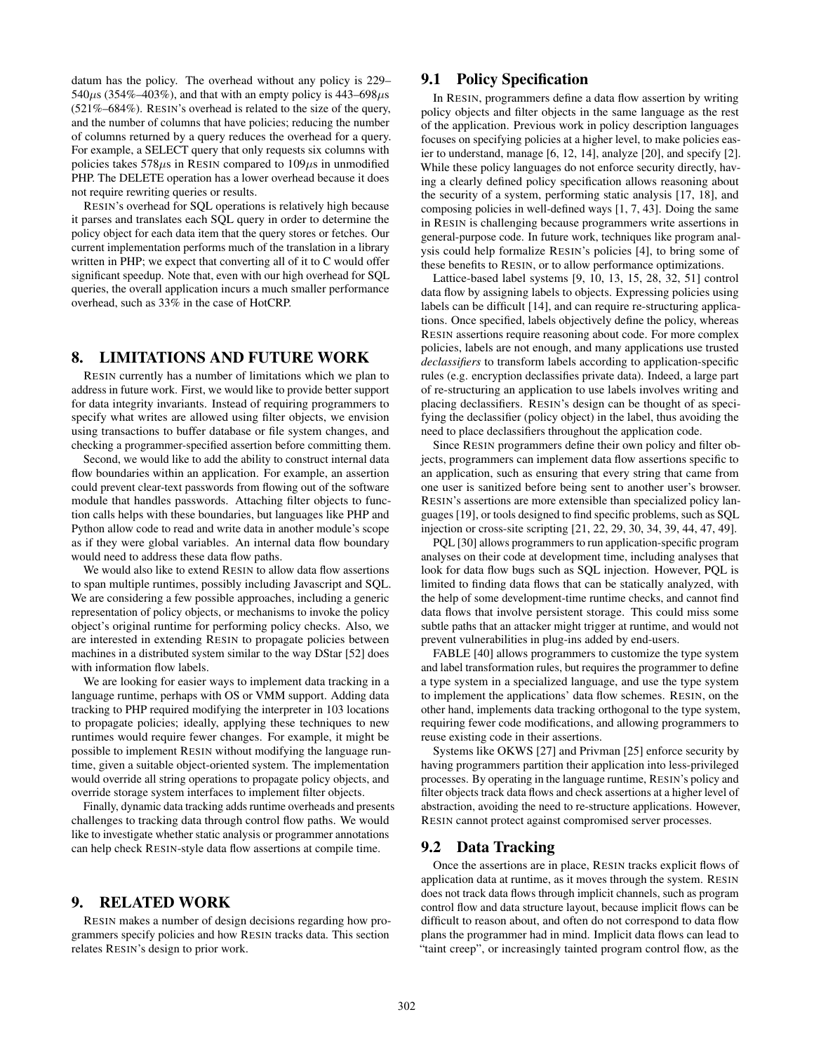datum has the policy. The overhead without any policy is 229–540$\mu$s (354%–403%), and that with an empty policy is 443–698$\mu$s (521%–684%). RESIN's overhead is related to the size of the query, and the number of columns that have policies; reducing the number of columns returned by a query reduces the overhead for a query. For example, a SELECT query that only requests six columns with policies takes 578$\mu$s in RESIN compared to 109$\mu$s in unmodified PHP. The DELETE operation has a lower overhead because it does not require rewriting queries or results.

RESIN's overhead for SQL operations is relatively high because it parses and translates each SQL query in order to determine the policy object for each data item that the query stores or fetches. Our current implementation performs much of the translation in a library written in PHP; we expect that converting all of it to C would offer significant speedup. Note that, even with our high overhead for SQL queries, the overall application incurs a much smaller performance overhead, such as 33% in the case of HotCRP.

## 8. LIMITATIONS AND FUTURE WORK

RESIN currently has a number of limitations which we plan to address in future work. First, we would like to provide better support for data integrity invariants. Instead of requiring programmers to specify what writes are allowed using filter objects, we envision using transactions to buffer database or file system changes, and checking a programmer-specified assertion before committing them.

Second, we would like to add the ability to construct internal data flow boundaries within an application. For example, an assertion could prevent clear-text passwords from flowing out of the software module that handles passwords. Attaching filter objects to function calls helps with these boundaries, but languages like PHP and Python allow code to read and write data in another module's scope as if they were global variables. An internal data flow boundary would need to address these data flow paths.

We would also like to extend RESIN to allow data flow assertions to span multiple runtimes, possibly including Javascript and SQL. We are considering a few possible approaches, including a generic representation of policy objects, or mechanisms to invoke the policy object's original runtime for performing policy checks. Also, we are interested in extending RESIN to propagate policies between machines in a distributed system similar to the way DStar [52] does with information flow labels.

We are looking for easier ways to implement data tracking in a language runtime, perhaps with OS or VMM support. Adding data tracking to PHP required modifying the interpreter in 103 locations to propagate policies; ideally, applying these techniques to new runtimes would require fewer changes. For example, it might be possible to implement RESIN without modifying the language runtime, given a suitable object-oriented system. The implementation would override all string operations to propagate policy objects, and override storage system interfaces to implement filter objects.

Finally, dynamic data tracking adds runtime overheads and presents challenges to tracking data through control flow paths. We would like to investigate whether static analysis or programmer annotations can help check RESIN-style data flow assertions at compile time.

## 9. RELATED WORK

RESIN makes a number of design decisions regarding how programmers specify policies and how RESIN tracks data. This section relates RESIN's design to prior work.

### 9.1 Policy Specification

In RESIN, programmers define a data flow assertion by writing policy objects and filter objects in the same language as the rest of the application. Previous work in policy description languages focuses on specifying policies at a higher level, to make policies easier to understand, manage [6, 12, 14], analyze [20], and specify [2]. While these policy languages do not enforce security directly, having a clearly defined policy specification allows reasoning about the security of a system, performing static analysis [17, 18], and composing policies in well-defined ways [1, 7, 43]. Doing the same in RESIN is challenging because programmers write assertions in general-purpose code. In future work, techniques like program analysis could help formalize RESIN's policies [4], to bring some of these benefits to RESIN, or to allow performance optimizations.

Lattice-based label systems [9, 10, 13, 15, 28, 32, 51] control data flow by assigning labels to objects. Expressing policies using labels can be difficult [14], and can require re-structuring applications. Once specified, labels objectively define the policy, whereas RESIN assertions require reasoning about code. For more complex policies, labels are not enough, and many applications use trusted *declassifiers* to transform labels according to application-specific rules (e.g. encryption declassifies private data). Indeed, a large part of re-structuring an application to use labels involves writing and placing declassifiers. RESIN's design can be thought of as specifying the declassifier (policy object) in the label, thus avoiding the need to place declassifiers throughout the application code.

Since RESIN programmers define their own policy and filter objects, programmers can implement data flow assertions specific to an application, such as ensuring that every string that came from one user is sanitized before being sent to another user's browser. RESIN's assertions are more extensible than specialized policy languages [19], or tools designed to find specific problems, such as SQL injection or cross-site scripting [21, 22, 29, 30, 34, 39, 44, 47, 49].

PQL [30] allows programmers to run application-specific program analyses on their code at development time, including analyses that look for data flow bugs such as SQL injection. However, PQL is limited to finding data flows that can be statically analyzed, with the help of some development-time runtime checks, and cannot find data flows that involve persistent storage. This could miss some subtle paths that an attacker might trigger at runtime, and would not prevent vulnerabilities in plug-ins added by end-users.

FABLE [40] allows programmers to customize the type system and label transformation rules, but requires the programmer to define a type system in a specialized language, and use the type system to implement the applications' data flow schemes. RESIN, on the other hand, implements data tracking orthogonal to the type system, requiring fewer code modifications, and allowing programmers to reuse existing code in their assertions.

Systems like OKWS [27] and Privman [25] enforce security by having programmers partition their application into less-privileged processes. By operating in the language runtime, RESIN's policy and filter objects track data flows and check assertions at a higher level of abstraction, avoiding the need to re-structure applications. However, RESIN cannot protect against compromised server processes.

### 9.2 Data Tracking

Once the assertions are in place, RESIN tracks explicit flows of application data at runtime, as it moves through the system. RESIN does not track data flows through implicit channels, such as program control flow and data structure layout, because implicit flows can be difficult to reason about, and often do not correspond to data flow plans the programmer had in mind. Implicit data flows can lead to "taint creep", or increasingly tainted program control flow, as the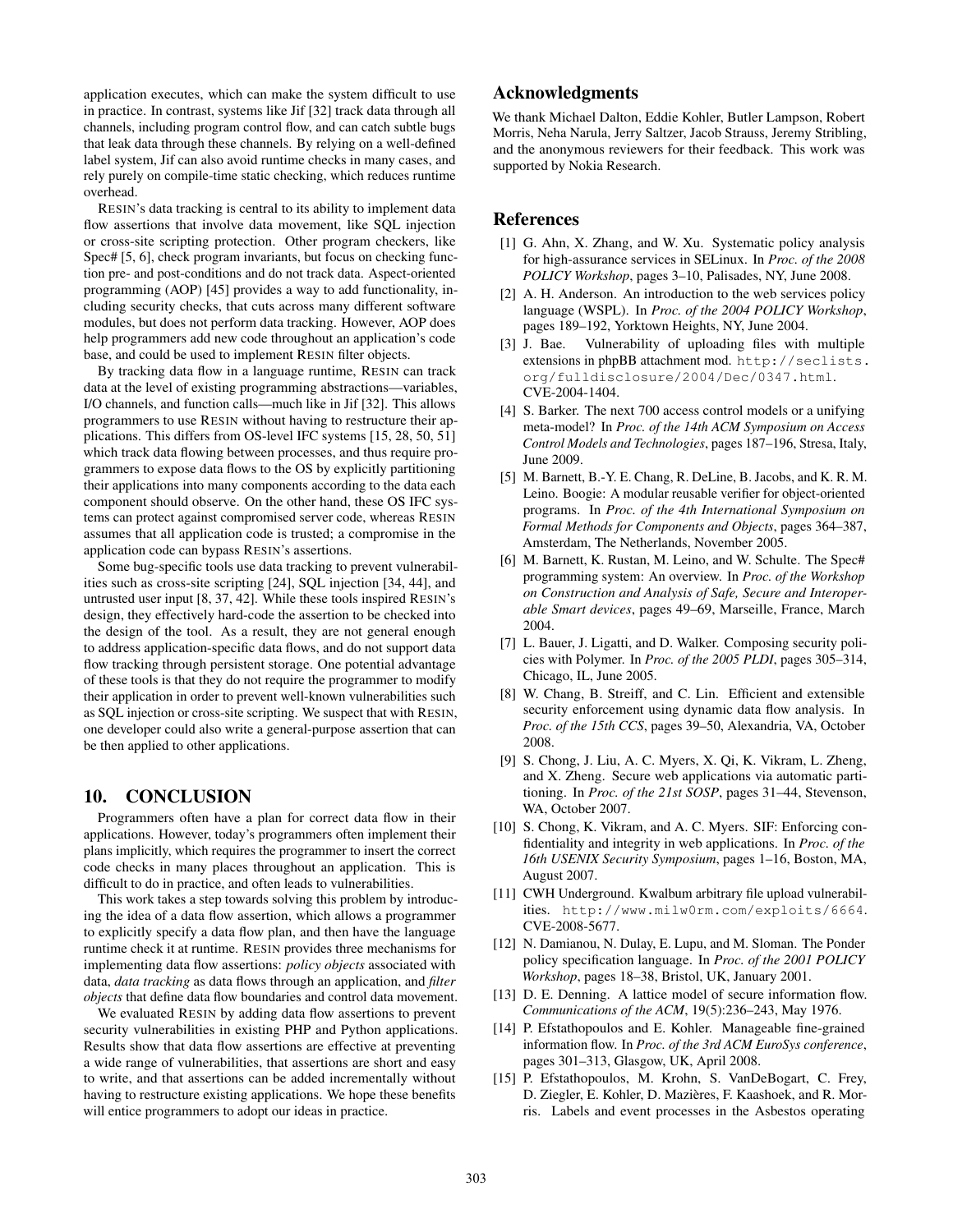application executes, which can make the system difficult to use in practice. In contrast, systems like Jif [32] track data through all channels, including program control flow, and can catch subtle bugs that leak data through these channels. By relying on a well-defined label system, Jif can also avoid runtime checks in many cases, and rely purely on compile-time static checking, which reduces runtime overhead.

RESIN's data tracking is central to its ability to implement data flow assertions that involve data movement, like SQL injection or cross-site scripting protection. Other program checkers, like Spec# [5, 6], check program invariants, but focus on checking function pre- and post-conditions and do not track data. Aspect-oriented programming (AOP) [45] provides a way to add functionality, including security checks, that cuts across many different software modules, but does not perform data tracking. However, AOP does help programmers add new code throughout an application's code base, and could be used to implement RESIN filter objects.

By tracking data flow in a language runtime, RESIN can track data at the level of existing programming abstractions—variables, I/O channels, and function calls—much like in Jif [32]. This allows programmers to use RESIN without having to restructure their applications. This differs from OS-level IFC systems [15, 28, 50, 51] which track data flowing between processes, and thus require programmers to expose data flows to the OS by explicitly partitioning their applications into many components according to the data each component should observe. On the other hand, these OS IFC systems can protect against compromised server code, whereas RESIN assumes that all application code is trusted; a compromise in the application code can bypass RESIN's assertions.

Some bug-specific tools use data tracking to prevent vulnerabilities such as cross-site scripting [24], SQL injection [34, 44], and untrusted user input [8, 37, 42]. While these tools inspired RESIN's design, they effectively hard-code the assertion to be checked into the design of the tool. As a result, they are not general enough to address application-specific data flows, and do not support data flow tracking through persistent storage. One potential advantage of these tools is that they do not require the programmer to modify their application in order to prevent well-known vulnerabilities such as SQL injection or cross-site scripting. We suspect that with RESIN, one developer could also write a general-purpose assertion that can be then applied to other applications.

## 10. CONCLUSION

Programmers often have a plan for correct data flow in their applications. However, today's programmers often implement their plans implicitly, which requires the programmer to insert the correct code checks in many places throughout an application. This is difficult to do in practice, and often leads to vulnerabilities.

This work takes a step towards solving this problem by introducing the idea of a data flow assertion, which allows a programmer to explicitly specify a data flow plan, and then have the language runtime check it at runtime. RESIN provides three mechanisms for implementing data flow assertions: *policy objects* associated with data, *data tracking* as data flows through an application, and *filter objects* that define data flow boundaries and control data movement.

We evaluated RESIN by adding data flow assertions to prevent security vulnerabilities in existing PHP and Python applications. Results show that data flow assertions are effective at preventing a wide range of vulnerabilities, that assertions are short and easy to write, and that assertions can be added incrementally without having to restructure existing applications. We hope these benefits will entice programmers to adopt our ideas in practice.

## Acknowledgments

We thank Michael Dalton, Eddie Kohler, Butler Lampson, Robert Morris, Neha Narula, Jerry Saltzer, Jacob Strauss, Jeremy Stribling, and the anonymous reviewers for their feedback. This work was supported by Nokia Research.

## References

[1] G. Ahn, X. Zhang, and W. Xu. Systematic policy analysis for high-assurance services in SELinux. In *Proc. of the 2008 POLICY Workshop*, pages 3–10, Palisades, NY, June 2008.

[2] A. H. Anderson. An introduction to the web services policy language (WSPL). In *Proc. of the 2004 POLICY Workshop*, pages 189–192, Yorktown Heights, NY, June 2004.

[3] J. Bae. Vulnerability of uploading files with multiple extensions in phpBB attachment mod. `http://seclists.org/fulldisclosure/2004/Dec/0347.html`. CVE-2004-1404.

[4] S. Barker. The next 700 access control models or a unifying meta-model? In *Proc. of the 14th ACM Symposium on Access Control Models and Technologies*, pages 187–196, Stresa, Italy, June 2009.

[5] M. Barnett, B.-Y. E. Chang, R. DeLine, B. Jacobs, and K. R. M. Leino. Boogie: A modular reusable verifier for object-oriented programs. In *Proc. of the 4th International Symposium on Formal Methods for Components and Objects*, pages 364–387, Amsterdam, The Netherlands, November 2005.

[6] M. Barnett, K. Rustan, M. Leino, and W. Schulte. The Spec# programming system: An overview. In *Proc. of the Workshop on Construction and Analysis of Safe, Secure and Interoperable Smart devices*, pages 49–69, Marseille, France, March 2004.

[7] L. Bauer, J. Ligatti, and D. Walker. Composing security policies with Polymer. In *Proc. of the 2005 PLDI*, pages 305–314, Chicago, IL, June 2005.

[8] W. Chang, B. Streiff, and C. Lin. Efficient and extensible security enforcement using dynamic data flow analysis. In *Proc. of the 15th CCS*, pages 39–50, Alexandria, VA, October 2008.

[9] S. Chong, J. Liu, A. C. Myers, X. Qi, K. Vikram, L. Zheng, and X. Zheng. Secure web applications via automatic partitioning. In *Proc. of the 21st SOSP*, pages 31–44, Stevenson, WA, October 2007.

[10] S. Chong, K. Vikram, and A. C. Myers. SIF: Enforcing confidentiality and integrity in web applications. In *Proc. of the 16th USENIX Security Symposium*, pages 1–16, Boston, MA, August 2007.

[11] CWH Underground. Kwalbum arbitrary file upload vulnerabilities. `http://www.milw0rm.com/exploits/6664`. CVE-2008-5677.

[12] N. Damianou, N. Dulay, E. Lupu, and M. Sloman. The Ponder policy specification language. In *Proc. of the 2001 POLICY Workshop*, pages 18–38, Bristol, UK, January 2001.

[13] D. E. Denning. A lattice model of secure information flow. *Communications of the ACM*, 19(5):236–243, May 1976.

[14] P. Efstathopoulos and E. Kohler. Manageable fine-grained information flow. In *Proc. of the 3rd ACM EuroSys conference*, pages 301–313, Glasgow, UK, April 2008.

[15] P. Efstathopoulos, M. Krohn, S. VanDeBogart, C. Frey, D. Ziegler, E. Kohler, D. Mazières, F. Kaashoek, and R. Morris. Labels and event processes in the Asbestos operating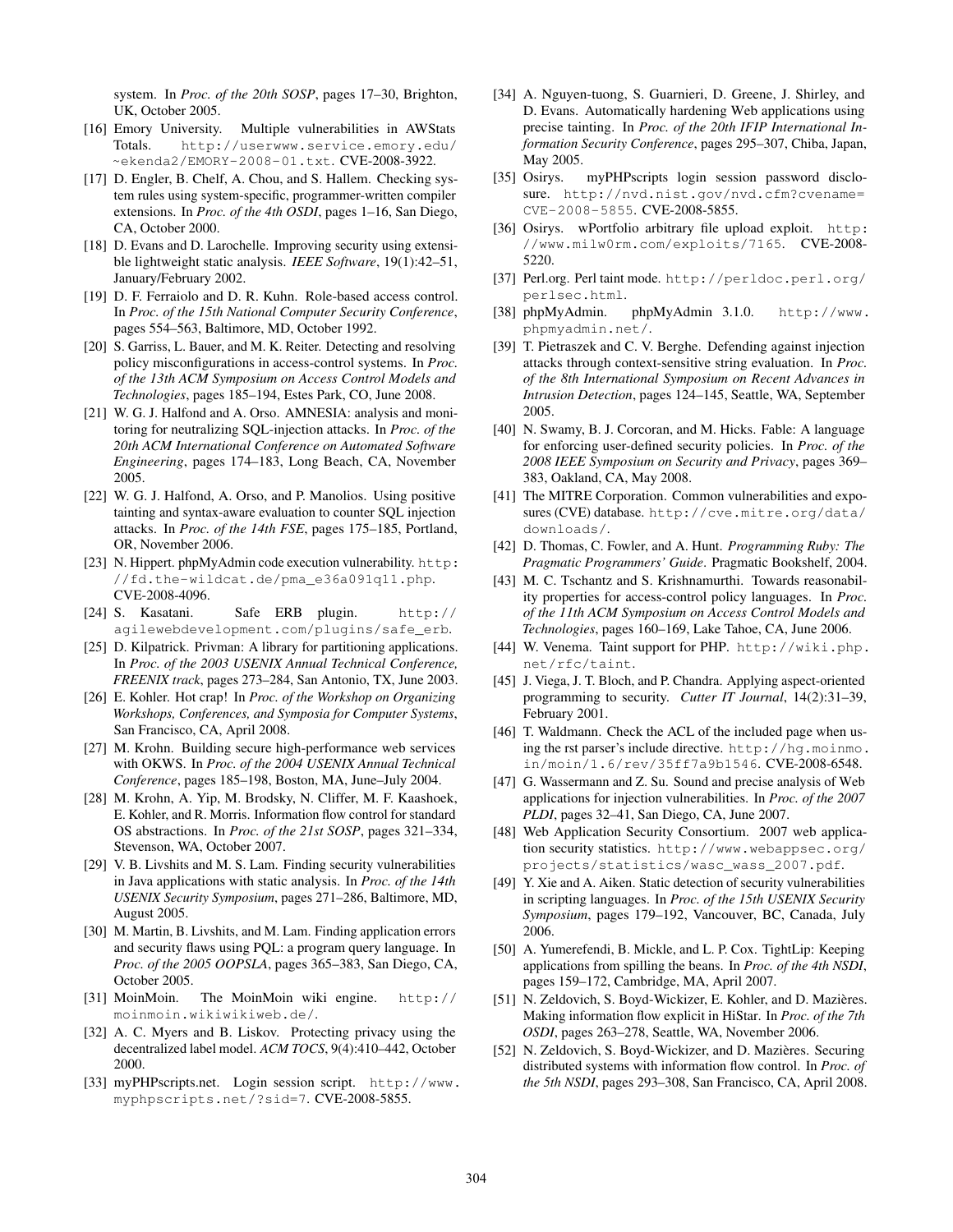system. In *Proc. of the 20th SOSP*, pages 17–30, Brighton, UK, October 2005.

[16] Emory University. Multiple vulnerabilities in AWStats Totals. http://userwww.service.emory.edu/~ekenda2/EMORY-2008-01.txt. CVE-2008-3922.

[17] D. Engler, B. Chelf, A. Chou, and S. Hallem. Checking system rules using system-specific, programmer-written compiler extensions. In *Proc. of the 4th OSDI*, pages 1–16, San Diego, CA, October 2000.

[18] D. Evans and D. Larochelle. Improving security using extensible lightweight static analysis. *IEEE Software*, 19(1):42–51, January/February 2002.

[19] D. F. Ferraiolo and D. R. Kuhn. Role-based access control. In *Proc. of the 15th National Computer Security Conference*, pages 554–563, Baltimore, MD, October 1992.

[20] S. Garriss, L. Bauer, and M. K. Reiter. Detecting and resolving policy misconfigurations in access-control systems. In *Proc. of the 13th ACM Symposium on Access Control Models and Technologies*, pages 185–194, Estes Park, CO, June 2008.

[21] W. G. J. Halfond and A. Orso. AMNESIA: analysis and monitoring for neutralizing SQL-injection attacks. In *Proc. of the 20th ACM International Conference on Automated Software Engineering*, pages 174–183, Long Beach, CA, November 2005.

[22] W. G. J. Halfond, A. Orso, and P. Manolios. Using positive tainting and syntax-aware evaluation to counter SQL injection attacks. In *Proc. of the 14th FSE*, pages 175–185, Portland, OR, November 2006.

[23] N. Hippert. phpMyAdmin code execution vulnerability. http://fd.the-wildcat.de/pma_e36a091q11.php. CVE-2008-4096.

[24] S. Kasatani. Safe ERB plugin. http://agilewebdevelopment.com/plugins/safe_erb.

[25] D. Kilpatrick. Privman: A library for partitioning applications. In *Proc. of the 2003 USENIX Annual Technical Conference, FREENIX track*, pages 273–284, San Antonio, TX, June 2003.

[26] E. Kohler. Hot crap! In *Proc. of the Workshop on Organizing Workshops, Conferences, and Symposia for Computer Systems*, San Francisco, CA, April 2008.

[27] M. Krohn. Building secure high-performance web services with OKWS. In *Proc. of the 2004 USENIX Annual Technical Conference*, pages 185–198, Boston, MA, June–July 2004.

[28] M. Krohn, A. Yip, M. Brodsky, N. Cliffer, M. F. Kaashoek, E. Kohler, and R. Morris. Information flow control for standard OS abstractions. In *Proc. of the 21st SOSP*, pages 321–334, Stevenson, WA, October 2007.

[29] V. B. Livshits and M. S. Lam. Finding security vulnerabilities in Java applications with static analysis. In *Proc. of the 14th USENIX Security Symposium*, pages 271–286, Baltimore, MD, August 2005.

[30] M. Martin, B. Livshits, and M. Lam. Finding application errors and security flaws using PQL: a program query language. In *Proc. of the 2005 OOPSLA*, pages 365–383, San Diego, CA, October 2005.

[31] MoinMoin. The MoinMoin wiki engine. http://moinmoin.wikiwikiweb.de/.

[32] A. C. Myers and B. Liskov. Protecting privacy using the decentralized label model. *ACM TOCS*, 9(4):410–442, October 2000.

[33] myPHPscripts.net. Login session script. http://www.myphpscripts.net/?sid=7. CVE-2008-5855.

[34] A. Nguyen-tuong, S. Guarnieri, D. Greene, J. Shirley, and D. Evans. Automatically hardening Web applications using precise tainting. In *Proc. of the 20th IFIP International Information Security Conference*, pages 295–307, Chiba, Japan, May 2005.

[35] Osirys. myPHPscripts login session password disclosure. http://nvd.nist.gov/nvd.cfm?cvename=CVE-2008-5855. CVE-2008-5855.

[36] Osirys. wPortfolio arbitrary file upload exploit. http://www.milw0rm.com/exploits/7165. CVE-2008-5220.

[37] Perl.org. Perl taint mode. http://perldoc.perl.org/perlsec.html.

[38] phpMyAdmin. phpMyAdmin 3.1.0. http://www.phpmyadmin.net/.

[39] T. Pietraszek and C. V. Berghe. Defending against injection attacks through context-sensitive string evaluation. In *Proc. of the 8th International Symposium on Recent Advances in Intrusion Detection*, pages 124–145, Seattle, WA, September 2005.

[40] N. Swamy, B. J. Corcoran, and M. Hicks. Fable: A language for enforcing user-defined security policies. In *Proc. of the 2008 IEEE Symposium on Security and Privacy*, pages 369–383, Oakland, CA, May 2008.

[41] The MITRE Corporation. Common vulnerabilities and exposures (CVE) database. http://cve.mitre.org/data/downloads/.

[42] D. Thomas, C. Fowler, and A. Hunt. *Programming Ruby: The Pragmatic Programmers' Guide*. Pragmatic Bookshelf, 2004.

[43] M. C. Tschantz and S. Krishnamurthi. Towards reasonability properties for access-control policy languages. In *Proc. of the 11th ACM Symposium on Access Control Models and Technologies*, pages 160–169, Lake Tahoe, CA, June 2006.

[44] W. Venema. Taint support for PHP. http://wiki.php.net/rfc/taint.

[45] J. Viega, J. T. Bloch, and P. Chandra. Applying aspect-oriented programming to security. *Cutter IT Journal*, 14(2):31–39, February 2001.

[46] T. Waldmann. Check the ACL of the included page when using the rst parser's include directive. http://hg.moinmo.in/moin/1.6/rev/35ff7a9b1546. CVE-2008-6548.

[47] G. Wassermann and Z. Su. Sound and precise analysis of Web applications for injection vulnerabilities. In *Proc. of the 2007 PLDI*, pages 32–41, San Diego, CA, June 2007.

[48] Web Application Security Consortium. 2007 web application security statistics. http://www.webappsec.org/projects/statistics/wasc_wass_2007.pdf.

[49] Y. Xie and A. Aiken. Static detection of security vulnerabilities in scripting languages. In *Proc. of the 15th USENIX Security Symposium*, pages 179–192, Vancouver, BC, Canada, July 2006.

[50] A. Yumerefendi, B. Mickle, and L. P. Cox. TightLip: Keeping applications from spilling the beans. In *Proc. of the 4th NSDI*, pages 159–172, Cambridge, MA, April 2007.

[51] N. Zeldovich, S. Boyd-Wickizer, E. Kohler, and D. Mazières. Making information flow explicit in HiStar. In *Proc. of the 7th OSDI*, pages 263–278, Seattle, WA, November 2006.

[52] N. Zeldovich, S. Boyd-Wickizer, and D. Mazières. Securing distributed systems with information flow control. In *Proc. of the 5th NSDI*, pages 293–308, San Francisco, CA, April 2008.